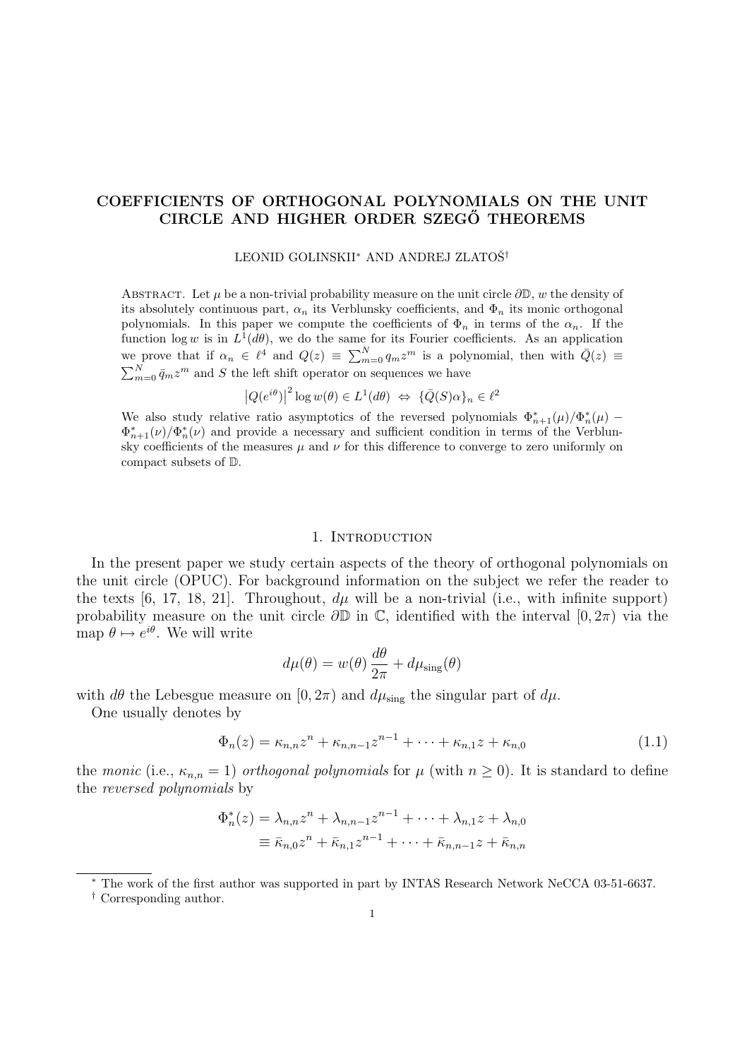# COEFFICIENTS OF ORTHOGONAL POLYNOMIALS ON THE UNIT CIRCLE AND HIGHER ORDER SZEGŐ THEOREMS

LEONID GOLINSKII* AND ANDREJ ZLATOŠ†

Abstract. Let $\mu$ be a non-trivial probability measure on the unit circle $\partial\mathbb{D}$, $w$ the density of its absolutely continuous part, $\alpha_n$ its Verblunsky coefficients, and $\Phi_n$ its monic orthogonal polynomials. In this paper we compute the coefficients of $\Phi_n$ in terms of the $\alpha_n$. If the function $\log w$ is in $L^1(d\theta)$, we do the same for its Fourier coefficients. As an application we prove that if $\alpha_n \in \ell^4$ and $Q(z) \equiv \sum_{m=0}^N q_m z^m$ is a polynomial, then with $\bar{Q}(z) \equiv \sum_{m=0}^N \bar{q}_m z^m$ and $S$ the left shift operator on sequences we have

$$\left|Q(e^{i\theta})\right|^2 \log w(\theta) \in L^1(d\theta) \;\Leftrightarrow\; \{\bar{Q}(S)\alpha\}_n \in \ell^2$$

We also study relative ratio asymptotics of the reversed polynomials $\Phi_{n+1}^*(\mu)/\Phi_n^*(\mu) - \Phi_{n+1}^*(\nu)/\Phi_n^*(\nu)$ and provide a necessary and sufficient condition in terms of the Verblunsky coefficients of the measures $\mu$ and $\nu$ for this difference to converge to zero uniformly on compact subsets of $\mathbb{D}$.

## 1. Introduction

In the present paper we study certain aspects of the theory of orthogonal polynomials on the unit circle (OPUC). For background information on the subject we refer the reader to the texts [6, 17, 18, 21]. Throughout, $d\mu$ will be a non-trivial (i.e., with infinite support) probability measure on the unit circle $\partial\mathbb{D}$ in $\mathbb{C}$, identified with the interval $[0, 2\pi)$ via the map $\theta \mapsto e^{i\theta}$. We will write

$$d\mu(\theta) = w(\theta)\,\frac{d\theta}{2\pi} + d\mu_{\text{sing}}(\theta)$$

with $d\theta$ the Lebesgue measure on $[0, 2\pi)$ and $d\mu_{\text{sing}}$ the singular part of $d\mu$.

One usually denotes by

$$\Phi_n(z) = \kappa_{n,n} z^n + \kappa_{n,n-1} z^{n-1} + \cdots + \kappa_{n,1} z + \kappa_{n,0} \tag{1.1}$$

the *monic* (i.e., $\kappa_{n,n} = 1$) *orthogonal polynomials* for $\mu$ (with $n \geq 0$). It is standard to define the *reversed polynomials* by

$$\begin{aligned}
\Phi_n^*(z) &= \lambda_{n,n} z^n + \lambda_{n,n-1} z^{n-1} + \cdots + \lambda_{n,1} z + \lambda_{n,0} \\
&\equiv \bar{\kappa}_{n,0} z^n + \bar{\kappa}_{n,1} z^{n-1} + \cdots + \bar{\kappa}_{n,n-1} z + \bar{\kappa}_{n,n}
\end{aligned}$$

---

* The work of the first author was supported in part by INTAS Research Network NeCCA 03-51-6637.

† Corresponding author.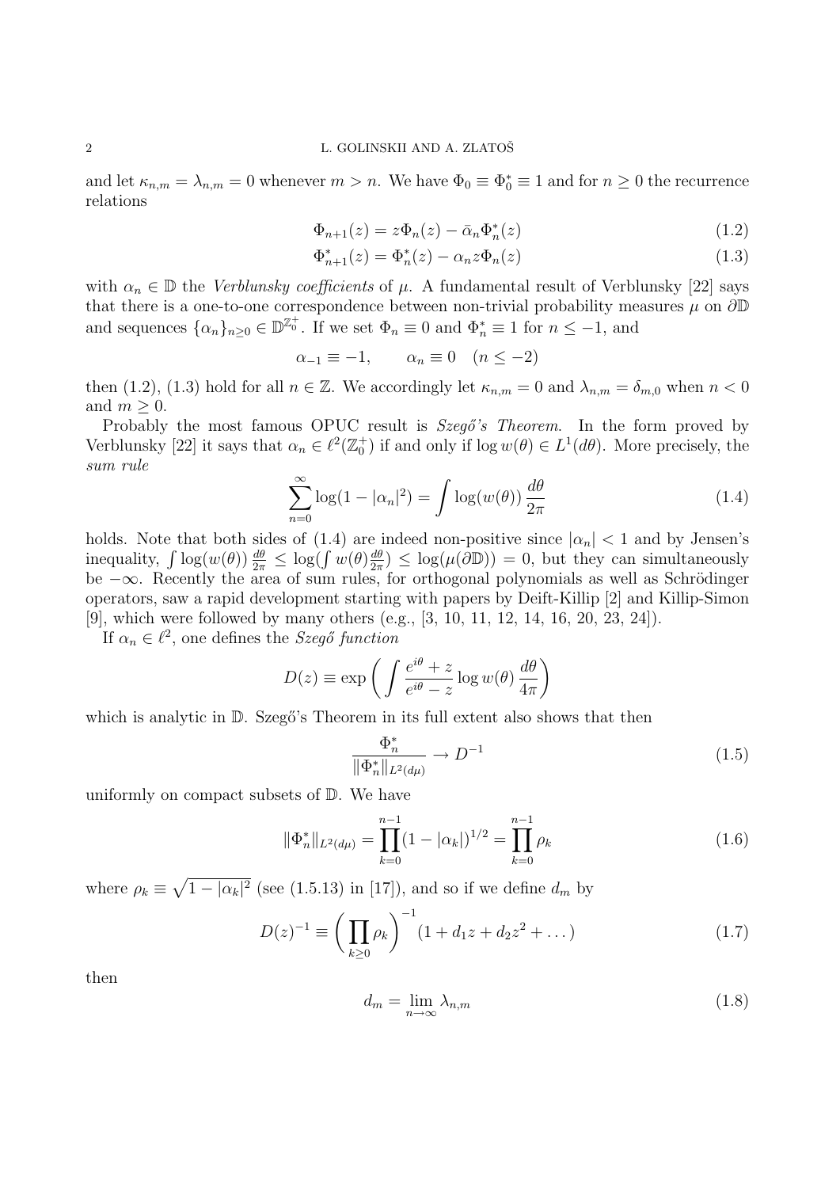and let $\kappa_{n,m} = \lambda_{n,m} = 0$ whenever $m > n$. We have $\Phi_0 \equiv \Phi_0^* \equiv 1$ and for $n \geq 0$ the recurrence relations

$$\Phi_{n+1}(z) = z\Phi_n(z) - \bar{\alpha}_n \Phi_n^*(z) \tag{1.2}$$

$$\Phi_{n+1}^*(z) = \Phi_n^*(z) - \alpha_n z \Phi_n(z) \tag{1.3}$$

with $\alpha_n \in \mathbb{D}$ the *Verblunsky coefficients* of $\mu$. A fundamental result of Verblunsky [22] says that there is a one-to-one correspondence between non-trivial probability measures $\mu$ on $\partial\mathbb{D}$ and sequences $\{\alpha_n\}_{n\geq 0} \in \mathbb{D}^{\mathbb{Z}_0^+}$. If we set $\Phi_n \equiv 0$ and $\Phi_n^* \equiv 1$ for $n \leq -1$, and

$$\alpha_{-1} \equiv -1, \qquad \alpha_n \equiv 0 \quad (n \leq -2)$$

then (1.2), (1.3) hold for all $n \in \mathbb{Z}$. We accordingly let $\kappa_{n,m} = 0$ and $\lambda_{n,m} = \delta_{m,0}$ when $n < 0$ and $m \geq 0$.

Probably the most famous OPUC result is *Szegő's Theorem*. In the form proved by Verblunsky [22] it says that $\alpha_n \in \ell^2(\mathbb{Z}_0^+)$ if and only if $\log w(\theta) \in L^1(d\theta)$. More precisely, the *sum rule*

$$\sum_{n=0}^{\infty} \log(1 - |\alpha_n|^2) = \int \log(w(\theta)) \, \frac{d\theta}{2\pi} \tag{1.4}$$

holds. Note that both sides of (1.4) are indeed non-positive since $|\alpha_n| < 1$ and by Jensen's inequality, $\int \log(w(\theta)) \frac{d\theta}{2\pi} \leq \log(\int w(\theta) \frac{d\theta}{2\pi}) \leq \log(\mu(\partial\mathbb{D})) = 0$, but they can simultaneously be $-\infty$. Recently the area of sum rules, for orthogonal polynomials as well as Schrödinger operators, saw a rapid development starting with papers by Deift-Killip [2] and Killip-Simon [9], which were followed by many others (e.g., [3, 10, 11, 12, 14, 16, 20, 23, 24]).

If $\alpha_n \in \ell^2$, one defines the *Szegő function*

$$D(z) \equiv \exp\left( \int \frac{e^{i\theta} + z}{e^{i\theta} - z} \log w(\theta) \, \frac{d\theta}{4\pi} \right)$$

which is analytic in $\mathbb{D}$. Szegő's Theorem in its full extent also shows that then

$$\frac{\Phi_n^*}{\|\Phi_n^*\|_{L^2(d\mu)}} \to D^{-1} \tag{1.5}$$

uniformly on compact subsets of $\mathbb{D}$. We have

$$\|\Phi_n^*\|_{L^2(d\mu)} = \prod_{k=0}^{n-1} (1 - |\alpha_k|)^{1/2} = \prod_{k=0}^{n-1} \rho_k \tag{1.6}$$

where $\rho_k \equiv \sqrt{1 - |\alpha_k|^2}$ (see (1.5.13) in [17]), and so if we define $d_m$ by

$$D(z)^{-1} \equiv \left( \prod_{k\geq 0} \rho_k \right)^{-1} (1 + d_1 z + d_2 z^2 + \dots) \tag{1.7}$$

then

$$d_m = \lim_{n\to\infty} \lambda_{n,m} \tag{1.8}$$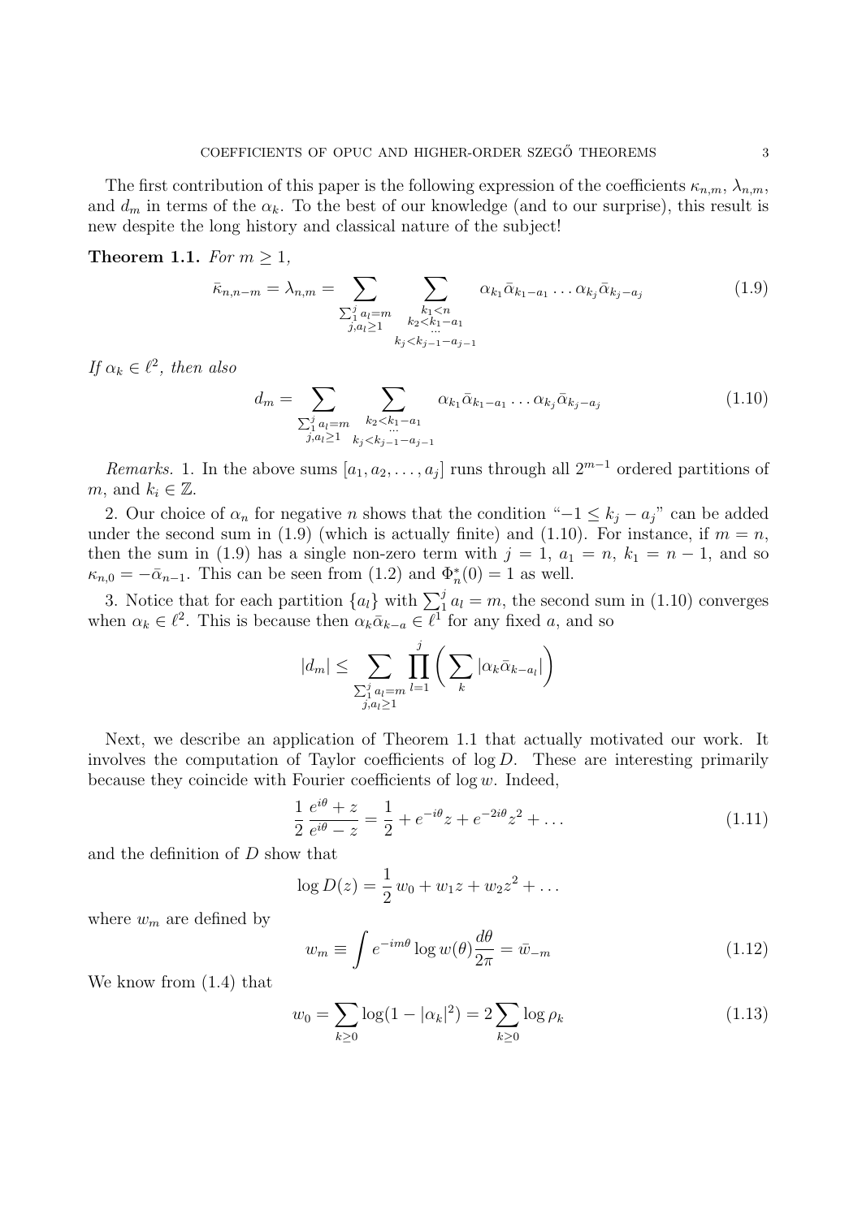The first contribution of this paper is the following expression of the coefficients $\kappa_{n,m}$, $\lambda_{n,m}$, and $d_m$ in terms of the $\alpha_k$. To the best of our knowledge (and to our surprise), this result is new despite the long history and classical nature of the subject!

**Theorem 1.1.** *For $m \geq 1$,*

$$\bar{\kappa}_{n,n-m} = \lambda_{n,m} = \sum_{\substack{\sum_1^j a_l = m \\ j, a_l \geq 1}} \sum_{\substack{k_1 < n \\ k_2 < k_1 - a_1 \\ \cdots \\ k_j < k_{j-1} - a_{j-1}}} \alpha_{k_1} \bar{\alpha}_{k_1 - a_1} \dots \alpha_{k_j} \bar{\alpha}_{k_j - a_j} \tag{1.9}$$

*If $\alpha_k \in \ell^2$, then also*

$$d_m = \sum_{\substack{\sum_1^j a_l = m \\ j, a_l \geq 1}} \sum_{\substack{k_2 < k_1 - a_1 \\ \cdots \\ k_j < k_{j-1} - a_{j-1}}} \alpha_{k_1} \bar{\alpha}_{k_1 - a_1} \dots \alpha_{k_j} \bar{\alpha}_{k_j - a_j} \tag{1.10}$$

*Remarks.* 1. In the above sums $[a_1, a_2, \dots, a_j]$ runs through all $2^{m-1}$ ordered partitions of $m$, and $k_i \in \mathbb{Z}$.

2. Our choice of $\alpha_n$ for negative $n$ shows that the condition "$-1 \leq k_j - a_j$" can be added under the second sum in (1.9) (which is actually finite) and (1.10). For instance, if $m = n$, then the sum in (1.9) has a single non-zero term with $j = 1$, $a_1 = n$, $k_1 = n - 1$, and so $\kappa_{n,0} = -\bar{\alpha}_{n-1}$. This can be seen from (1.2) and $\Phi_n^*(0) = 1$ as well.

3. Notice that for each partition $\{a_l\}$ with $\sum_1^j a_l = m$, the second sum in (1.10) converges when $\alpha_k \in \ell^2$. This is because then $\alpha_k \bar{\alpha}_{k-a} \in \ell^1$ for any fixed $a$, and so

$$|d_m| \leq \sum_{\substack{\sum_1^j a_l = m \\ j, a_l \geq 1}} \prod_{l=1}^j \left( \sum_k |\alpha_k \bar{\alpha}_{k - a_l}| \right)$$

Next, we describe an application of Theorem 1.1 that actually motivated our work. It involves the computation of Taylor coefficients of $\log D$. These are interesting primarily because they coincide with Fourier coefficients of $\log w$. Indeed,

$$\frac{1}{2} \frac{e^{i\theta} + z}{e^{i\theta} - z} = \frac{1}{2} + e^{-i\theta} z + e^{-2i\theta} z^2 + \dots \tag{1.11}$$

and the definition of $D$ show that

$$\log D(z) = \frac{1}{2} w_0 + w_1 z + w_2 z^2 + \dots$$

where $w_m$ are defined by

$$w_m \equiv \int e^{-im\theta} \log w(\theta) \frac{d\theta}{2\pi} = \bar{w}_{-m} \tag{1.12}$$

We know from (1.4) that

$$w_0 = \sum_{k \geq 0} \log(1 - |\alpha_k|^2) = 2 \sum_{k \geq 0} \log \rho_k \tag{1.13}$$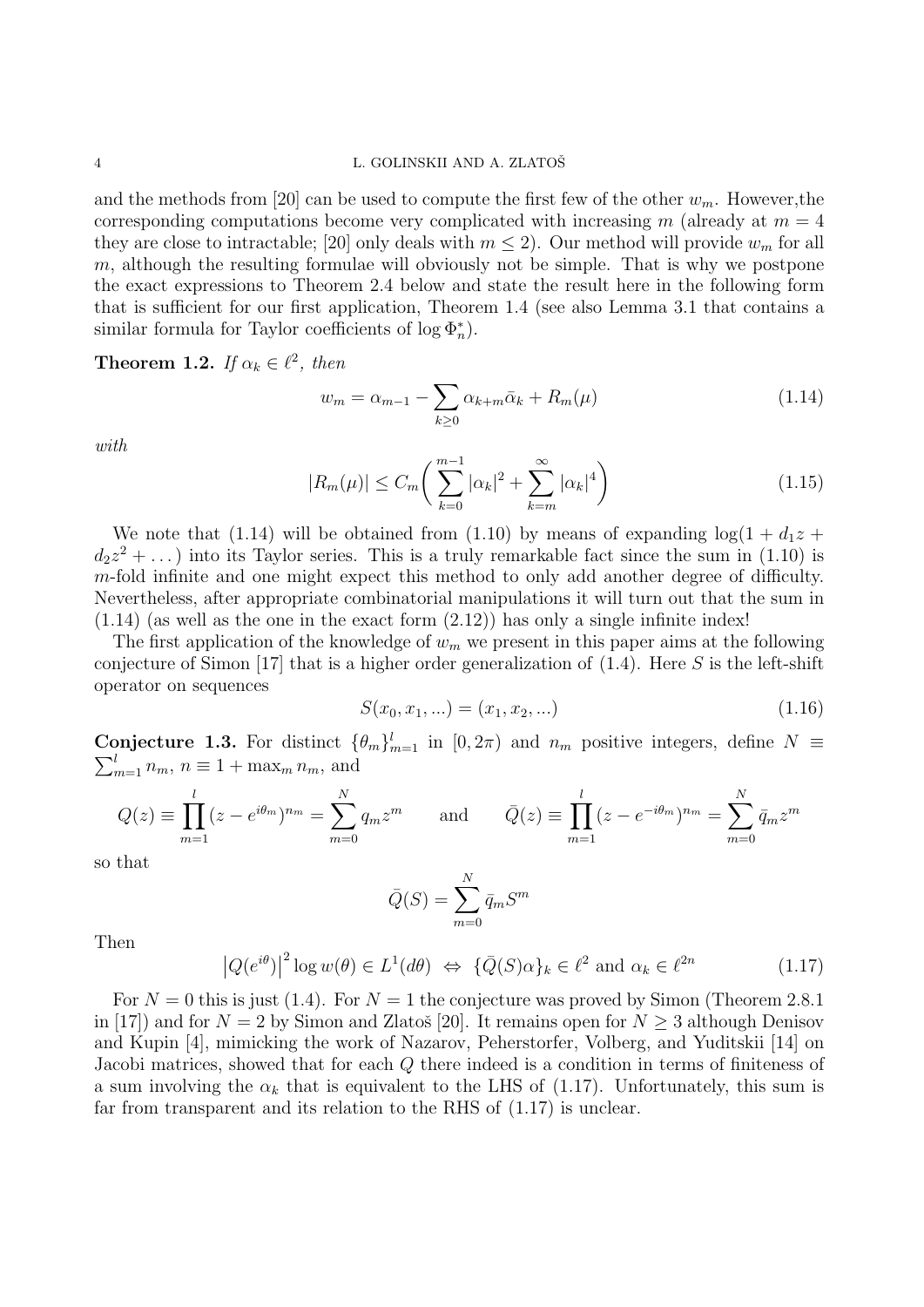and the methods from [20] can be used to compute the first few of the other $w_m$. However,the corresponding computations become very complicated with increasing $m$ (already at $m = 4$ they are close to intractable; [20] only deals with $m \leq 2$). Our method will provide $w_m$ for all $m$, although the resulting formulae will obviously not be simple. That is why we postpone the exact expressions to Theorem 2.4 below and state the result here in the following form that is sufficient for our first application, Theorem 1.4 (see also Lemma 3.1 that contains a similar formula for Taylor coefficients of $\log \Phi_n^*$).

**Theorem 1.2.** *If $\alpha_k \in \ell^2$, then*

$$w_m = \alpha_{m-1} - \sum_{k \geq 0} \alpha_{k+m} \bar{\alpha}_k + R_m(\mu) \tag{1.14}$$

*with*

$$|R_m(\mu)| \leq C_m \bigg( \sum_{k=0}^{m-1} |\alpha_k|^2 + \sum_{k=m}^{\infty} |\alpha_k|^4 \bigg) \tag{1.15}$$

We note that (1.14) will be obtained from (1.10) by means of expanding $\log(1 + d_1 z + d_2 z^2 + \dots)$ into its Taylor series. This is a truly remarkable fact since the sum in (1.10) is $m$-fold infinite and one might expect this method to only add another degree of difficulty. Nevertheless, after appropriate combinatorial manipulations it will turn out that the sum in (1.14) (as well as the one in the exact form (2.12)) has only a single infinite index!

The first application of the knowledge of $w_m$ we present in this paper aims at the following conjecture of Simon [17] that is a higher order generalization of (1.4). Here $S$ is the left-shift operator on sequences

$$S(x_0, x_1, ...) = (x_1, x_2, ...) \tag{1.16}$$

**Conjecture 1.3.** For distinct $\{\theta_m\}_{m=1}^{l}$ in $[0, 2\pi)$ and $n_m$ positive integers, define $N \equiv \sum_{m=1}^{l} n_m$, $n \equiv 1 + \max_m n_m$, and

$$Q(z) \equiv \prod_{m=1}^{l} (z - e^{i\theta_m})^{n_m} = \sum_{m=0}^{N} q_m z^m \qquad \text{and} \qquad \bar{Q}(z) \equiv \prod_{m=1}^{l} (z - e^{-i\theta_m})^{n_m} = \sum_{m=0}^{N} \bar{q}_m z^m$$

so that

$$\bar{Q}(S) = \sum_{m=0}^{N} \bar{q}_m S^m$$

Then

$$\big|Q(e^{i\theta})\big|^2 \log w(\theta) \in L^1(d\theta) \;\Leftrightarrow\; \{\bar{Q}(S)\alpha\}_k \in \ell^2 \text{ and } \alpha_k \in \ell^{2n} \tag{1.17}$$

For $N = 0$ this is just (1.4). For $N = 1$ the conjecture was proved by Simon (Theorem 2.8.1 in [17]) and for $N = 2$ by Simon and Zlatoš [20]. It remains open for $N \geq 3$ although Denisov and Kupin [4], mimicking the work of Nazarov, Peherstorfer, Volberg, and Yuditskii [14] on Jacobi matrices, showed that for each $Q$ there indeed is a condition in terms of finiteness of a sum involving the $\alpha_k$ that is equivalent to the LHS of (1.17). Unfortunately, this sum is far from transparent and its relation to the RHS of (1.17) is unclear.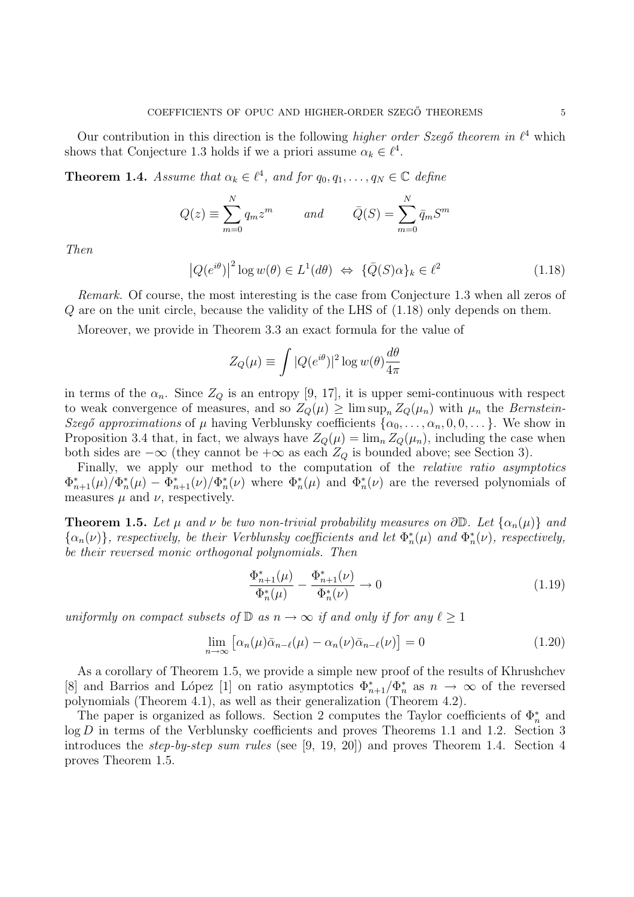Our contribution in this direction is the following *higher order Szegő theorem in* $\ell^4$ which shows that Conjecture 1.3 holds if we a priori assume $\alpha_k \in \ell^4$.

**Theorem 1.4.** *Assume that* $\alpha_k \in \ell^4$*, and for* $q_0, q_1, \dots, q_N \in \mathbb{C}$ *define*

$$Q(z) \equiv \sum_{m=0}^{N} q_m z^m \qquad \textit{and} \qquad \bar{Q}(S) = \sum_{m=0}^{N} \bar{q}_m S^m$$

*Then*

$$\left|Q(e^{i\theta})\right|^2 \log w(\theta) \in L^1(d\theta) \;\Leftrightarrow\; \{\bar{Q}(S)\alpha\}_k \in \ell^2 \tag{1.18}$$

*Remark.* Of course, the most interesting is the case from Conjecture 1.3 when all zeros of $Q$ are on the unit circle, because the validity of the LHS of (1.18) only depends on them.

Moreover, we provide in Theorem 3.3 an exact formula for the value of

$$Z_Q(\mu) \equiv \int |Q(e^{i\theta})|^2 \log w(\theta) \frac{d\theta}{4\pi}$$

in terms of the $\alpha_n$. Since $Z_Q$ is an entropy [9, 17], it is upper semi-continuous with respect to weak convergence of measures, and so $Z_Q(\mu) \geq \limsup_n Z_Q(\mu_n)$ with $\mu_n$ the *Bernstein-Szegő approximations* of $\mu$ having Verblunsky coefficients $\{\alpha_0, \dots, \alpha_n, 0, 0, \dots\}$. We show in Proposition 3.4 that, in fact, we always have $Z_Q(\mu) = \lim_n Z_Q(\mu_n)$, including the case when both sides are $-\infty$ (they cannot be $+\infty$ as each $Z_Q$ is bounded above; see Section 3).

Finally, we apply our method to the computation of the *relative ratio asymptotics* $\Phi_{n+1}^*(\mu)/\Phi_n^*(\mu) - \Phi_{n+1}^*(\nu)/\Phi_n^*(\nu)$ where $\Phi_n^*(\mu)$ and $\Phi_n^*(\nu)$ are the reversed polynomials of measures $\mu$ and $\nu$, respectively.

**Theorem 1.5.** *Let* $\mu$ *and* $\nu$ *be two non-trivial probability measures on* $\partial\mathbb{D}$*. Let* $\{\alpha_n(\mu)\}$ *and* $\{\alpha_n(\nu)\}$*, respectively, be their Verblunsky coefficients and let* $\Phi_n^*(\mu)$ *and* $\Phi_n^*(\nu)$*, respectively, be their reversed monic orthogonal polynomials. Then*

$$\frac{\Phi_{n+1}^*(\mu)}{\Phi_n^*(\mu)} - \frac{\Phi_{n+1}^*(\nu)}{\Phi_n^*(\nu)} \to 0 \tag{1.19}$$

*uniformly on compact subsets of* $\mathbb{D}$ *as* $n \to \infty$ *if and only if for any* $\ell \geq 1$

$$\lim_{n\to\infty} \left[\alpha_n(\mu)\bar{\alpha}_{n-\ell}(\mu) - \alpha_n(\nu)\bar{\alpha}_{n-\ell}(\nu)\right] = 0 \tag{1.20}$$

As a corollary of Theorem 1.5, we provide a simple new proof of the results of Khrushchev [8] and Barrios and López [1] on ratio asymptotics $\Phi_{n+1}^*/\Phi_n^*$ as $n \to \infty$ of the reversed polynomials (Theorem 4.1), as well as their generalization (Theorem 4.2).

The paper is organized as follows. Section 2 computes the Taylor coefficients of $\Phi_n^*$ and $\log D$ in terms of the Verblunsky coefficients and proves Theorems 1.1 and 1.2. Section 3 introduces the *step-by-step sum rules* (see [9, 19, 20]) and proves Theorem 1.4. Section 4 proves Theorem 1.5.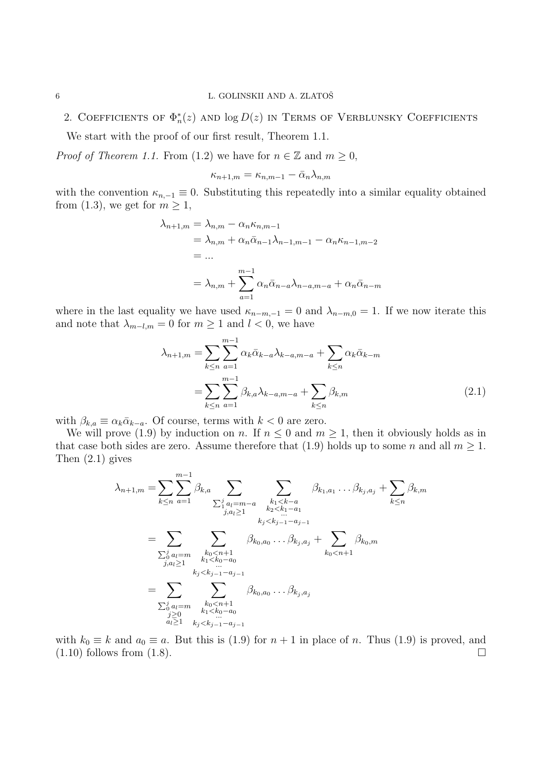## 2. Coefficients of $\Phi_n^*(z)$ and $\log D(z)$ in Terms of Verblunsky Coefficients

We start with the proof of our first result, Theorem 1.1.

*Proof of Theorem 1.1.* From (1.2) we have for $n \in \mathbb{Z}$ and $m \geq 0$,

$$\kappa_{n+1,m} = \kappa_{n,m-1} - \bar{\alpha}_n \lambda_{n,m}$$

with the convention $\kappa_{n,-1} \equiv 0$. Substituting this repeatedly into a similar equality obtained from (1.3), we get for $m \geq 1$,

$$\begin{aligned}
\lambda_{n+1,m} &= \lambda_{n,m} - \alpha_n \kappa_{n,m-1} \\
&= \lambda_{n,m} + \alpha_n \bar{\alpha}_{n-1} \lambda_{n-1,m-1} - \alpha_n \kappa_{n-1,m-2} \\
&= \ldots \\
&= \lambda_{n,m} + \sum_{a=1}^{m-1} \alpha_n \bar{\alpha}_{n-a} \lambda_{n-a,m-a} + \alpha_n \bar{\alpha}_{n-m}
\end{aligned}$$

where in the last equality we have used $\kappa_{n-m,-1} = 0$ and $\lambda_{n-m,0} = 1$. If we now iterate this and note that $\lambda_{m-l,m} = 0$ for $m \geq 1$ and $l < 0$, we have

$$\begin{aligned}
\lambda_{n+1,m} &= \sum_{k \leq n} \sum_{a=1}^{m-1} \alpha_k \bar{\alpha}_{k-a} \lambda_{k-a,m-a} + \sum_{k \leq n} \alpha_k \bar{\alpha}_{k-m} \\
&= \sum_{k \leq n} \sum_{a=1}^{m-1} \beta_{k,a} \lambda_{k-a,m-a} + \sum_{k \leq n} \beta_{k,m}
\end{aligned} \tag{2.1}$$

with $\beta_{k,a} \equiv \alpha_k \bar{\alpha}_{k-a}$. Of course, terms with $k < 0$ are zero.

We will prove (1.9) by induction on $n$. If $n \leq 0$ and $m \geq 1$, then it obviously holds as in that case both sides are zero. Assume therefore that (1.9) holds up to some $n$ and all $m \geq 1$. Then (2.1) gives

$$\begin{aligned}
\lambda_{n+1,m} &= \sum_{k \leq n} \sum_{a=1}^{m-1} \beta_{k,a} \sum_{\substack{\sum_1^j a_l = m-a \\ j, a_l \geq 1}} \sum_{\substack{k_1 < k-a \\ k_2 < k_1 - a_1 \\ \cdots \\ k_j < k_{j-1} - a_{j-1}}} \beta_{k_1,a_1} \ldots \beta_{k_j,a_j} + \sum_{k \leq n} \beta_{k,m} \\
&= \sum_{\substack{\sum_0^j a_l = m \\ j, a_l \geq 1}} \sum_{\substack{k_0 < n+1 \\ k_1 < k_0 - a_0 \\ \cdots \\ k_j < k_{j-1} - a_{j-1}}} \beta_{k_0,a_0} \ldots \beta_{k_j,a_j} + \sum_{k_0 < n+1} \beta_{k_0,m} \\
&= \sum_{\substack{\sum_0^j a_l = m \\ j \geq 0 \\ a_l \geq 1}} \sum_{\substack{k_0 < n+1 \\ k_1 < k_0 - a_0 \\ \cdots \\ k_j < k_{j-1} - a_{j-1}}} \beta_{k_0,a_0} \ldots \beta_{k_j,a_j}
\end{aligned}$$

with $k_0 \equiv k$ and $a_0 \equiv a$. But this is (1.9) for $n+1$ in place of $n$. Thus (1.9) is proved, and (1.10) follows from (1.8). $\square$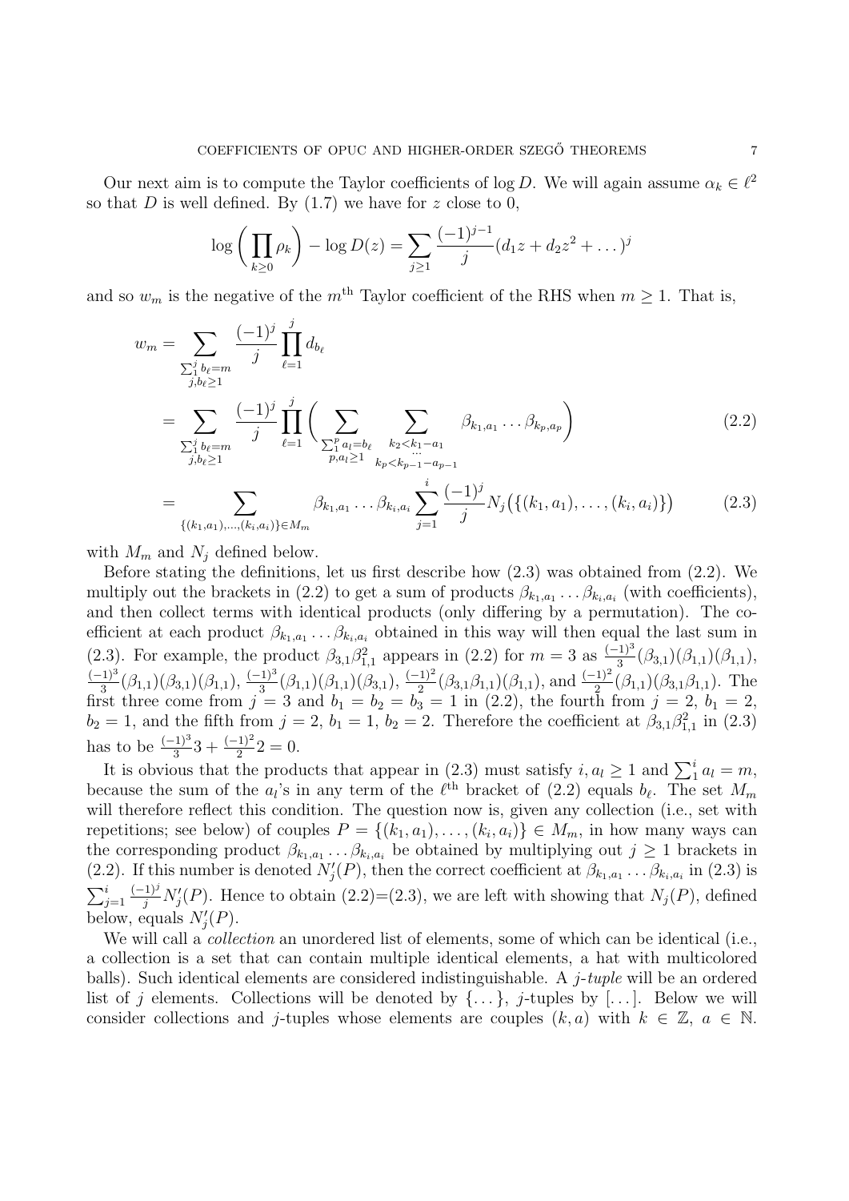Our next aim is to compute the Taylor coefficients of $\log D$. We will again assume $\alpha_k \in \ell^2$ so that $D$ is well defined. By (1.7) we have for $z$ close to 0,

$$\log\bigg(\prod_{k\geq 0}\rho_k\bigg) - \log D(z) = \sum_{j\geq 1}\frac{(-1)^{j-1}}{j}(d_1 z + d_2 z^2 + \dots)^j$$

and so $w_m$ is the negative of the $m^{\text{th}}$ Taylor coefficient of the RHS when $m \geq 1$. That is,

$$
\begin{aligned}
w_m &= \sum_{\substack{\sum_1^j b_\ell = m \\ j, b_\ell \geq 1}} \frac{(-1)^j}{j}\prod_{\ell=1}^{j} d_{b_\ell} \\
&= \sum_{\substack{\sum_1^j b_\ell = m \\ j, b_\ell \geq 1}} \frac{(-1)^j}{j}\prod_{\ell=1}^{j}\bigg(\sum_{\substack{\sum_1^p a_l = b_\ell \\ p, a_l \geq 1}}\ \sum_{\substack{k_2 < k_1 - a_1 \\ \dots \\ k_p < k_{p-1} - a_{p-1}}} \beta_{k_1,a_1}\dots\beta_{k_p,a_p}\bigg) \qquad (2.2)\\
&= \sum_{\{(k_1,a_1),\dots,(k_i,a_i)\}\in M_m} \beta_{k_1,a_1}\dots\beta_{k_i,a_i}\sum_{j=1}^{i}\frac{(-1)^j}{j}N_j\big(\{(k_1,a_1),\dots,(k_i,a_i)\}\big) \qquad (2.3)
\end{aligned}
$$

with $M_m$ and $N_j$ defined below.

Before stating the definitions, let us first describe how (2.3) was obtained from (2.2). We multiply out the brackets in (2.2) to get a sum of products $\beta_{k_1,a_1}\dots\beta_{k_i,a_i}$ (with coefficients), and then collect terms with identical products (only differing by a permutation). The coefficient at each product $\beta_{k_1,a_1}\dots\beta_{k_i,a_i}$ obtained in this way will then equal the last sum in (2.3). For example, the product $\beta_{3,1}\beta_{1,1}^2$ appears in (2.2) for $m=3$ as $\frac{(-1)^3}{3}(\beta_{3,1})(\beta_{1,1})(\beta_{1,1})$, $\frac{(-1)^3}{3}(\beta_{1,1})(\beta_{3,1})(\beta_{1,1})$, $\frac{(-1)^3}{3}(\beta_{1,1})(\beta_{1,1})(\beta_{3,1})$, $\frac{(-1)^2}{2}(\beta_{3,1}\beta_{1,1})(\beta_{1,1})$, and $\frac{(-1)^2}{2}(\beta_{1,1})(\beta_{3,1}\beta_{1,1})$. The first three come from $j=3$ and $b_1=b_2=b_3=1$ in (2.2), the fourth from $j=2$, $b_1=2$, $b_2=1$, and the fifth from $j=2$, $b_1=1$, $b_2=2$. Therefore the coefficient at $\beta_{3,1}\beta_{1,1}^2$ in (2.3) has to be $\frac{(-1)^3}{3}3 + \frac{(-1)^2}{2}2 = 0$.

It is obvious that the products that appear in (2.3) must satisfy $i, a_l \geq 1$ and $\sum_1^i a_l = m$, because the sum of the $a_l$'s in any term of the $\ell^{\text{th}}$ bracket of (2.2) equals $b_\ell$. The set $M_m$ will therefore reflect this condition. The question now is, given any collection (i.e., set with repetitions; see below) of couples $P = \{(k_1,a_1),\dots,(k_i,a_i)\} \in M_m$, in how many ways can the corresponding product $\beta_{k_1,a_1}\dots\beta_{k_i,a_i}$ be obtained by multiplying out $j \geq 1$ brackets in (2.2). If this number is denoted $N'_j(P)$, then the correct coefficient at $\beta_{k_1,a_1}\dots\beta_{k_i,a_i}$ in (2.3) is $\sum_{j=1}^{i}\frac{(-1)^j}{j}N'_j(P)$. Hence to obtain (2.2)=(2.3), we are left with showing that $N_j(P)$, defined below, equals $N'_j(P)$.

We will call a *collection* an unordered list of elements, some of which can be identical (i.e., a collection is a set that can contain multiple identical elements, a hat with multicolored balls). Such identical elements are considered indistinguishable. A *j-tuple* will be an ordered list of $j$ elements. Collections will be denoted by $\{\dots\}$, $j$-tuples by $[\dots]$. Below we will consider collections and $j$-tuples whose elements are couples $(k,a)$ with $k \in \mathbb{Z}$, $a \in \mathbb{N}$.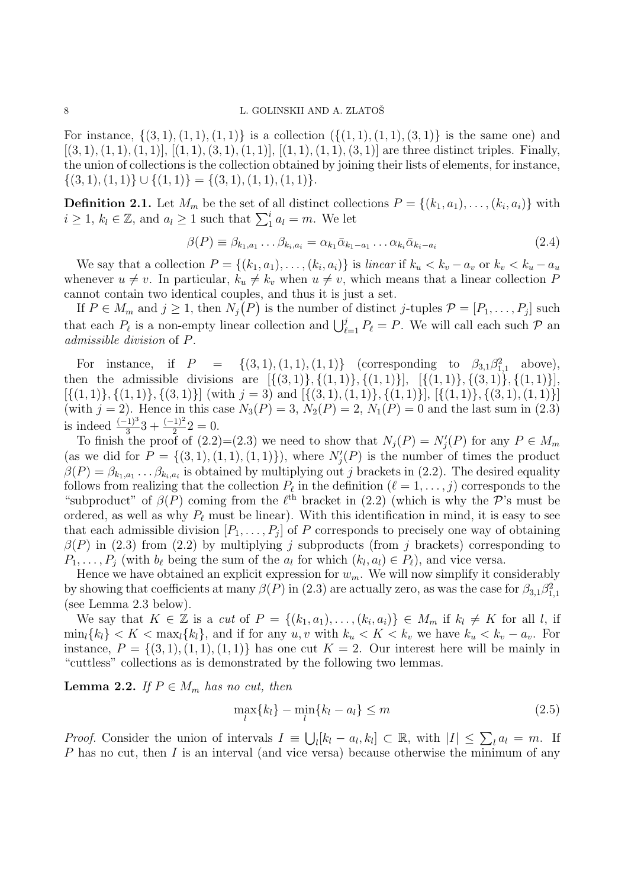For instance, $\{(3,1),(1,1),(1,1)\}$ is a collection ($\{(1,1),(1,1),(3,1)\}$ is the same one) and $[(3,1),(1,1),(1,1)]$, $[(1,1),(3,1),(1,1)]$, $[(1,1),(1,1),(3,1)]$ are three distinct triples. Finally, the union of collections is the collection obtained by joining their lists of elements, for instance, $\{(3,1),(1,1)\} \cup \{(1,1)\} = \{(3,1),(1,1),(1,1)\}$.

**Definition 2.1.** Let $M_m$ be the set of all distinct collections $P = \{(k_1, a_1), \dots, (k_i, a_i)\}$ with $i \geq 1$, $k_l \in \mathbb{Z}$, and $a_l \geq 1$ such that $\sum_1^i a_l = m$. We let

$$\beta(P) \equiv \beta_{k_1,a_1} \dots \beta_{k_i,a_i} = \alpha_{k_1} \bar{\alpha}_{k_1 - a_1} \dots \alpha_{k_i} \bar{\alpha}_{k_i - a_i} \tag{2.4}$$

We say that a collection $P = \{(k_1, a_1), \dots, (k_i, a_i)\}$ is *linear* if $k_u < k_v - a_v$ or $k_v < k_u - a_u$ whenever $u \neq v$. In particular, $k_u \neq k_v$ when $u \neq v$, which means that a linear collection $P$ cannot contain two identical couples, and thus it is just a set.

If $P \in M_m$ and $j \geq 1$, then $N_j(P)$ is the number of distinct $j$-tuples $\mathcal{P} = [P_1, \dots, P_j]$ such that each $P_\ell$ is a non-empty linear collection and $\bigcup_{\ell=1}^j P_\ell = P$. We will call each such $\mathcal{P}$ an *admissible division* of $P$.

For instance, if $P = \{(3,1),(1,1),(1,1)\}$ (corresponding to $\beta_{3,1}\beta_{1,1}^2$ above), then the admissible divisions are $[\{(3,1)\},\{(1,1)\},\{(1,1)\}]$, $[\{(1,1)\},\{(3,1)\},\{(1,1)\}]$, $[\{(1,1)\},\{(1,1)\},\{(3,1)\}]$ (with $j = 3$) and $[\{(3,1),(1,1)\},\{(1,1)\}]$, $[\{(1,1)\},\{(3,1),(1,1)\}]$ (with $j = 2$). Hence in this case $N_3(P) = 3$, $N_2(P) = 2$, $N_1(P) = 0$ and the last sum in (2.3) is indeed $\frac{(-1)^3}{3}3 + \frac{(-1)^2}{2}2 = 0$.

To finish the proof of (2.2)=(2.3) we need to show that $N_j(P) = N_j'(P)$ for any $P \in M_m$ (as we did for $P = \{(3,1),(1,1),(1,1)\}$), where $N_j'(P)$ is the number of times the product $\beta(P) = \beta_{k_1,a_1} \dots \beta_{k_i,a_i}$ is obtained by multiplying out $j$ brackets in (2.2). The desired equality follows from realizing that the collection $P_\ell$ in the definition ($\ell = 1, \dots, j$) corresponds to the "subproduct" of $\beta(P)$ coming from the $\ell^{\text{th}}$ bracket in (2.2) (which is why the $\mathcal{P}$'s must be ordered, as well as why $P_\ell$ must be linear). With this identification in mind, it is easy to see that each admissible division $[P_1, \dots, P_j]$ of $P$ corresponds to precisely one way of obtaining $\beta(P)$ in (2.3) from (2.2) by multiplying $j$ subproducts (from $j$ brackets) corresponding to $P_1, \dots, P_j$ (with $b_\ell$ being the sum of the $a_l$ for which $(k_l, a_l) \in P_\ell$), and vice versa.

Hence we have obtained an explicit expression for $w_m$. We will now simplify it considerably by showing that coefficients at many $\beta(P)$ in (2.3) are actually zero, as was the case for $\beta_{3,1}\beta_{1,1}^2$ (see Lemma 2.3 below).

We say that $K \in \mathbb{Z}$ is a *cut* of $P = \{(k_1, a_1), \dots, (k_i, a_i)\} \in M_m$ if $k_l \neq K$ for all $l$, if $\min_l\{k_l\} < K < \max_l\{k_l\}$, and if for any $u, v$ with $k_u < K < k_v$ we have $k_u < k_v - a_v$. For instance, $P = \{(3,1),(1,1),(1,1)\}$ has one cut $K = 2$. Our interest here will be mainly in "cuttless" collections as is demonstrated by the following two lemmas.

**Lemma 2.2.** *If $P \in M_m$ has no cut, then*

$$\max_l\{k_l\} - \min_l\{k_l - a_l\} \leq m \tag{2.5}$$

*Proof.* Consider the union of intervals $I \equiv \bigcup_l [k_l - a_l, k_l] \subset \mathbb{R}$, with $|I| \leq \sum_l a_l = m$. If $P$ has no cut, then $I$ is an interval (and vice versa) because otherwise the minimum of any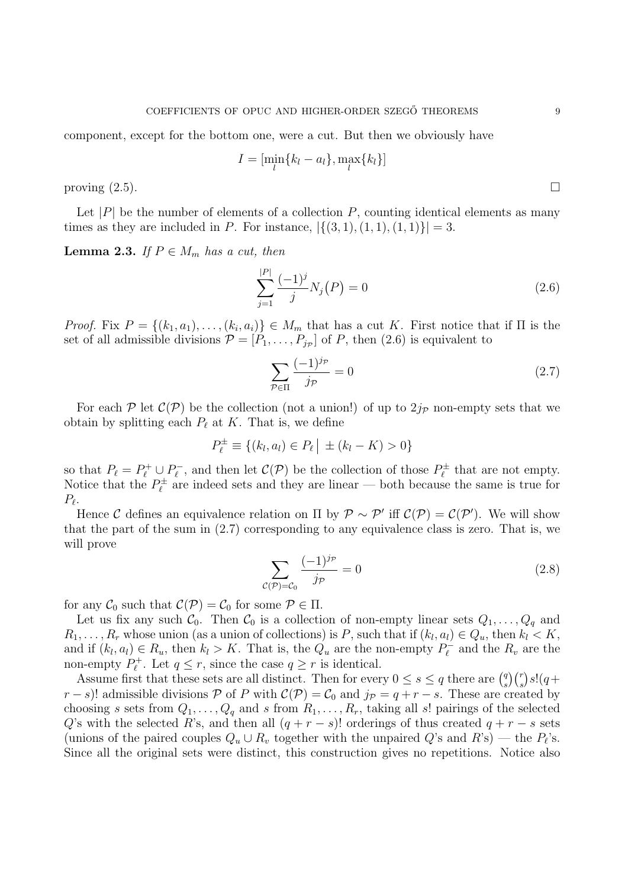component, except for the bottom one, were a cut. But then we obviously have

$$I = [\min_l \{k_l - a_l\}, \max_l \{k_l\}]$$

proving (2.5). $\square$

Let $|P|$ be the number of elements of a collection $P$, counting identical elements as many times as they are included in $P$. For instance, $|\{(3,1),(1,1),(1,1)\}| = 3$.

**Lemma 2.3.** *If $P \in M_m$ has a cut, then*

$$\sum_{j=1}^{|P|} \frac{(-1)^j}{j} N_j\big(P\big) = 0 \tag{2.6}$$

*Proof.* Fix $P = \{(k_1,a_1),\dots,(k_i,a_i)\} \in M_m$ that has a cut $K$. First notice that if $\Pi$ is the set of all admissible divisions $\mathcal{P} = [P_1,\dots,P_{j_\mathcal{P}}]$ of $P$, then (2.6) is equivalent to

$$\sum_{\mathcal{P}\in\Pi} \frac{(-1)^{j_\mathcal{P}}}{j_\mathcal{P}} = 0 \tag{2.7}$$

For each $\mathcal{P}$ let $\mathcal{C}(\mathcal{P})$ be the collection (not a union!) of up to $2j_\mathcal{P}$ non-empty sets that we obtain by splitting each $P_\ell$ at $K$. That is, we define

$$P_\ell^\pm \equiv \{(k_l,a_l)\in P_\ell \,\big|\, \pm(k_l - K) > 0\}$$

so that $P_\ell = P_\ell^+ \cup P_\ell^-$, and then let $\mathcal{C}(\mathcal{P})$ be the collection of those $P_\ell^\pm$ that are not empty. Notice that the $P_\ell^\pm$ are indeed sets and they are linear — both because the same is true for $P_\ell$.

Hence $\mathcal{C}$ defines an equivalence relation on $\Pi$ by $\mathcal{P}\sim\mathcal{P}'$ iff $\mathcal{C}(\mathcal{P}) = \mathcal{C}(\mathcal{P}')$. We will show that the part of the sum in (2.7) corresponding to any equivalence class is zero. That is, we will prove

$$\sum_{\mathcal{C}(\mathcal{P})=\mathcal{C}_0} \frac{(-1)^{j_\mathcal{P}}}{j_\mathcal{P}} = 0 \tag{2.8}$$

for any $\mathcal{C}_0$ such that $\mathcal{C}(\mathcal{P}) = \mathcal{C}_0$ for some $\mathcal{P}\in\Pi$.

Let us fix any such $\mathcal{C}_0$. Then $\mathcal{C}_0$ is a collection of non-empty linear sets $Q_1,\dots,Q_q$ and $R_1,\dots,R_r$ whose union (as a union of collections) is $P$, such that if $(k_l,a_l)\in Q_u$, then $k_l < K$, and if $(k_l,a_l)\in R_u$, then $k_l > K$. That is, the $Q_u$ are the non-empty $P_\ell^-$ and the $R_v$ are the non-empty $P_\ell^+$. Let $q \le r$, since the case $q \ge r$ is identical.

Assume first that these sets are all distinct. Then for every $0\le s\le q$ there are $\binom{q}{s}\binom{r}{s}s!(q+r-s)!$ admissible divisions $\mathcal{P}$ of $P$ with $\mathcal{C}(\mathcal{P}) = \mathcal{C}_0$ and $j_\mathcal{P} = q+r-s$. These are created by choosing $s$ sets from $Q_1,\dots,Q_q$ and $s$ from $R_1,\dots,R_r$, taking all $s!$ pairings of the selected $Q$'s with the selected $R$'s, and then all $(q+r-s)!$ orderings of thus created $q+r-s$ sets (unions of the paired couples $Q_u\cup R_v$ together with the unpaired $Q$'s and $R$'s) — the $P_\ell$'s. Since all the original sets were distinct, this construction gives no repetitions. Notice also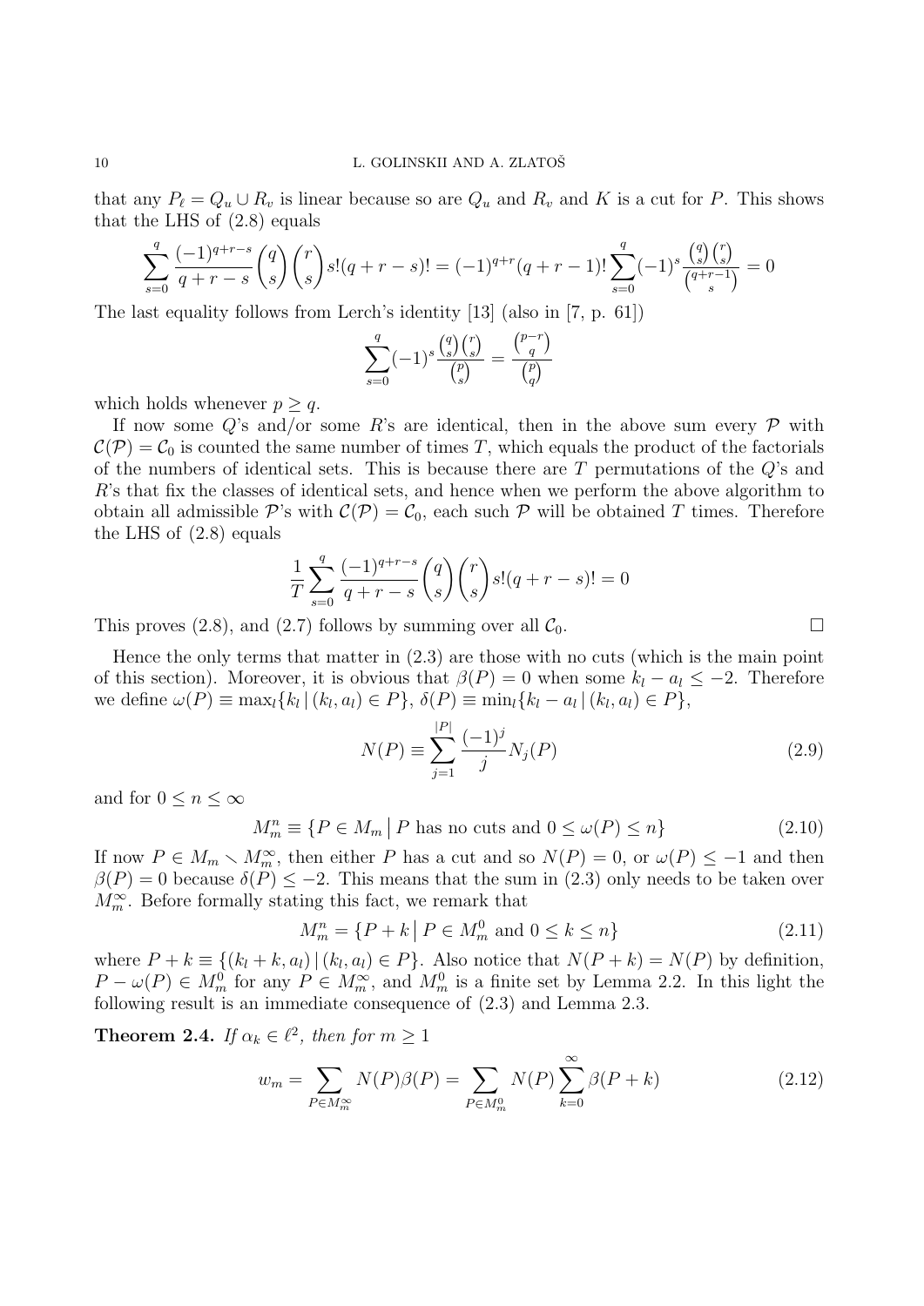that any $P_\ell = Q_u \cup R_v$ is linear because so are $Q_u$ and $R_v$ and $K$ is a cut for $P$. This shows that the LHS of (2.8) equals

$$\sum_{s=0}^{q} \frac{(-1)^{q+r-s}}{q+r-s} \binom{q}{s} \binom{r}{s} s!(q+r-s)! = (-1)^{q+r}(q+r-1)! \sum_{s=0}^{q} (-1)^s \frac{\binom{q}{s}\binom{r}{s}}{\binom{q+r-1}{s}} = 0$$

The last equality follows from Lerch's identity [13] (also in [7, p. 61])

$$\sum_{s=0}^{q} (-1)^s \frac{\binom{q}{s}\binom{r}{s}}{\binom{p}{s}} = \frac{\binom{p-r}{q}}{\binom{p}{q}}$$

which holds whenever $p \geq q$.

If now some $Q$'s and/or some $R$'s are identical, then in the above sum every $\mathcal{P}$ with $\mathcal{C}(\mathcal{P}) = \mathcal{C}_0$ is counted the same number of times $T$, which equals the product of the factorials of the numbers of identical sets. This is because there are $T$ permutations of the $Q$'s and $R$'s that fix the classes of identical sets, and hence when we perform the above algorithm to obtain all admissible $\mathcal{P}$'s with $\mathcal{C}(\mathcal{P}) = \mathcal{C}_0$, each such $\mathcal{P}$ will be obtained $T$ times. Therefore the LHS of (2.8) equals

$$\frac{1}{T} \sum_{s=0}^{q} \frac{(-1)^{q+r-s}}{q+r-s} \binom{q}{s} \binom{r}{s} s!(q+r-s)! = 0$$

This proves (2.8), and (2.7) follows by summing over all $\mathcal{C}_0$. $\square$

Hence the only terms that matter in (2.3) are those with no cuts (which is the main point of this section). Moreover, it is obvious that $\beta(P) = 0$ when some $k_l - a_l \leq -2$. Therefore we define $\omega(P) \equiv \max_l \{k_l \,|\, (k_l, a_l) \in P\}$, $\delta(P) \equiv \min_l \{k_l - a_l \,|\, (k_l, a_l) \in P\}$,

$$N(P) \equiv \sum_{j=1}^{|P|} \frac{(-1)^j}{j} N_j(P) \tag{2.9}$$

and for $0 \leq n \leq \infty$

$$M_m^n \equiv \{P \in M_m \,\big|\, P \text{ has no cuts and } 0 \leq \omega(P) \leq n\} \tag{2.10}$$

If now $P \in M_m \smallsetminus M_m^\infty$, then either $P$ has a cut and so $N(P) = 0$, or $\omega(P) \leq -1$ and then $\beta(P) = 0$ because $\delta(P) \leq -2$. This means that the sum in (2.3) only needs to be taken over $M_m^\infty$. Before formally stating this fact, we remark that

$$M_m^n = \{P + k \,\big|\, P \in M_m^0 \text{ and } 0 \leq k \leq n\} \tag{2.11}$$

where $P + k \equiv \{(k_l + k, a_l) \,|\, (k_l, a_l) \in P\}$. Also notice that $N(P + k) = N(P)$ by definition, $P - \omega(P) \in M_m^0$ for any $P \in M_m^\infty$, and $M_m^0$ is a finite set by Lemma 2.2. In this light the following result is an immediate consequence of (2.3) and Lemma 2.3.

**Theorem 2.4.** *If $\alpha_k \in \ell^2$, then for $m \geq 1$*

$$w_m = \sum_{P \in M_m^\infty} N(P)\beta(P) = \sum_{P \in M_m^0} N(P) \sum_{k=0}^{\infty} \beta(P + k) \tag{2.12}$$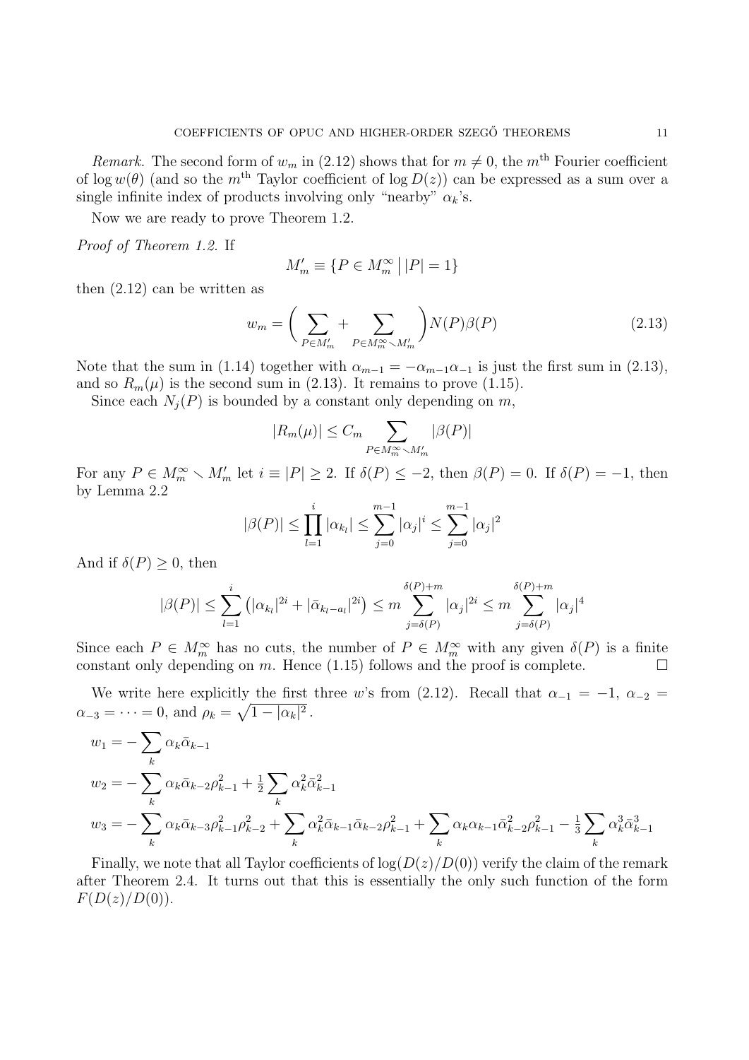*Remark.* The second form of $w_m$ in (2.12) shows that for $m \neq 0$, the $m^{\text{th}}$ Fourier coefficient of $\log w(\theta)$ (and so the $m^{\text{th}}$ Taylor coefficient of $\log D(z)$) can be expressed as a sum over a single infinite index of products involving only "nearby" $\alpha_k$'s.

Now we are ready to prove Theorem 1.2.

*Proof of Theorem 1.2.* If

$$M'_m \equiv \{P \in M_m^\infty \mid |P| = 1\}$$

then (2.12) can be written as

$$w_m = \bigg( \sum_{P \in M'_m} + \sum_{P \in M_m^\infty \smallsetminus M'_m} \bigg) N(P)\beta(P) \tag{2.13}$$

Note that the sum in (1.14) together with $\alpha_{m-1} = -\alpha_{m-1}\alpha_{-1}$ is just the first sum in (2.13), and so $R_m(\mu)$ is the second sum in (2.13). It remains to prove (1.15).

Since each $N_j(P)$ is bounded by a constant only depending on $m$,

$$|R_m(\mu)| \leq C_m \sum_{P \in M_m^\infty \smallsetminus M'_m} |\beta(P)|$$

For any $P \in M_m^\infty \smallsetminus M'_m$ let $i \equiv |P| \geq 2$. If $\delta(P) \leq -2$, then $\beta(P) = 0$. If $\delta(P) = -1$, then by Lemma 2.2

$$|\beta(P)| \leq \prod_{l=1}^{i} |\alpha_{k_l}| \leq \sum_{j=0}^{m-1} |\alpha_j|^i \leq \sum_{j=0}^{m-1} |\alpha_j|^2$$

And if $\delta(P) \geq 0$, then

$$|\beta(P)| \leq \sum_{l=1}^{i} \left( |\alpha_{k_l}|^{2i} + |\bar{\alpha}_{k_l - a_l}|^{2i} \right) \leq m \sum_{j=\delta(P)}^{\delta(P)+m} |\alpha_j|^{2i} \leq m \sum_{j=\delta(P)}^{\delta(P)+m} |\alpha_j|^4$$

Since each $P \in M_m^\infty$ has no cuts, the number of $P \in M_m^\infty$ with any given $\delta(P)$ is a finite constant only depending on $m$. Hence (1.15) follows and the proof is complete. $\square$

We write here explicitly the first three $w$'s from (2.12). Recall that $\alpha_{-1} = -1$, $\alpha_{-2} = \alpha_{-3} = \cdots = 0$, and $\rho_k = \sqrt{1 - |\alpha_k|^2}$.

$$\begin{aligned}
w_1 &= -\sum_k \alpha_k \bar{\alpha}_{k-1} \\
w_2 &= -\sum_k \alpha_k \bar{\alpha}_{k-2} \rho_{k-1}^2 + \tfrac{1}{2} \sum_k \alpha_k^2 \bar{\alpha}_{k-1}^2 \\
w_3 &= -\sum_k \alpha_k \bar{\alpha}_{k-3} \rho_{k-1}^2 \rho_{k-2}^2 + \sum_k \alpha_k^2 \bar{\alpha}_{k-1} \bar{\alpha}_{k-2} \rho_{k-1}^2 + \sum_k \alpha_k \alpha_{k-1} \bar{\alpha}_{k-2}^2 \rho_{k-1}^2 - \tfrac{1}{3} \sum_k \alpha_k^3 \bar{\alpha}_{k-1}^3
\end{aligned}$$

Finally, we note that all Taylor coefficients of $\log(D(z)/D(0))$ verify the claim of the remark after Theorem 2.4. It turns out that this is essentially the only such function of the form $F(D(z)/D(0))$.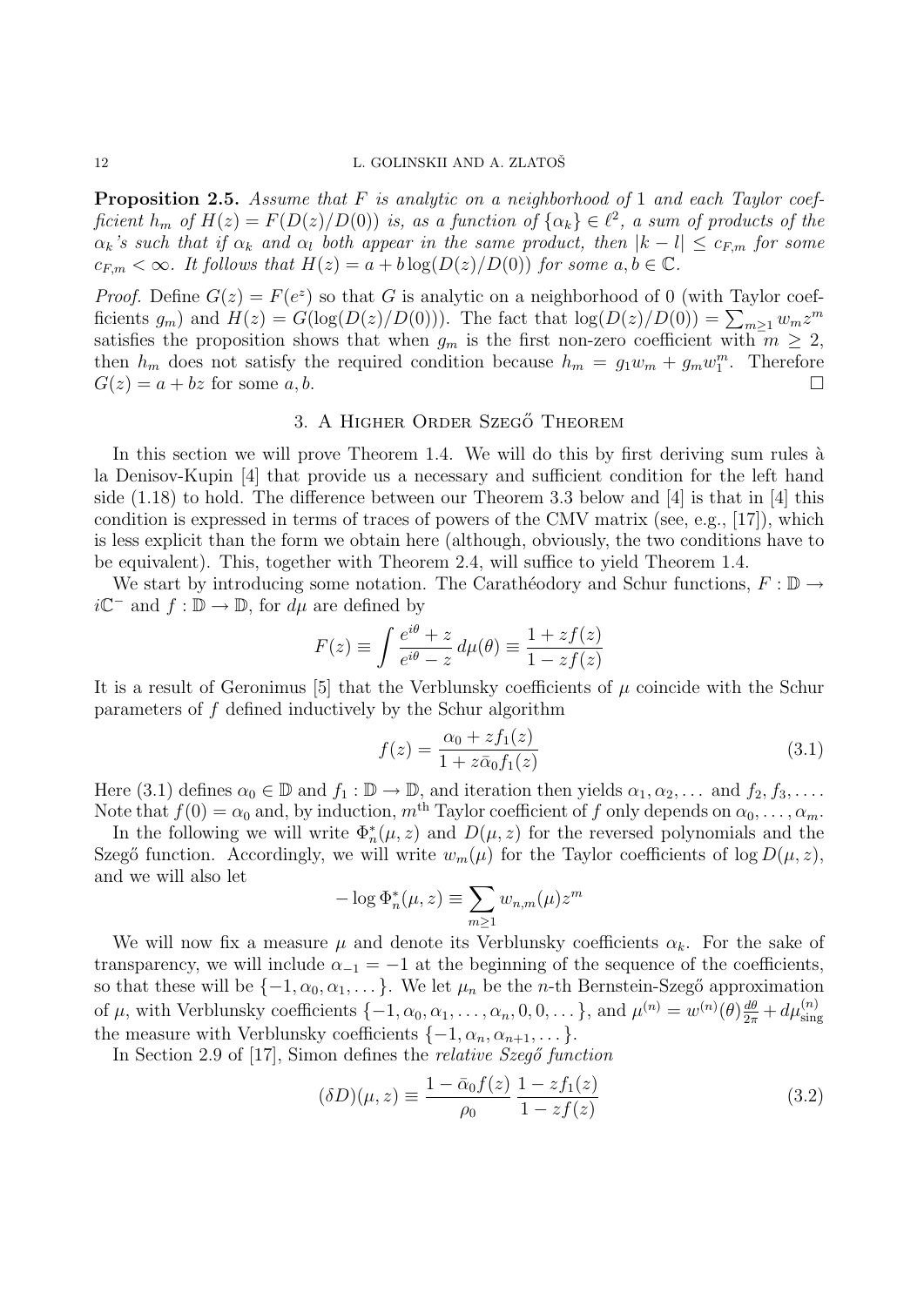**Proposition 2.5.** *Assume that $F$ is analytic on a neighborhood of 1 and each Taylor coefficient $h_m$ of $H(z) = F(D(z)/D(0))$ is, as a function of $\{\alpha_k\} \in \ell^2$, a sum of products of the $\alpha_k$'s such that if $\alpha_k$ and $\alpha_l$ both appear in the same product, then $|k - l| \le c_{F,m}$ for some $c_{F,m} < \infty$. It follows that $H(z) = a + b \log(D(z)/D(0))$ for some $a, b \in \mathbb{C}$.*

*Proof.* Define $G(z) = F(e^z)$ so that $G$ is analytic on a neighborhood of 0 (with Taylor coefficients $g_m$) and $H(z) = G(\log(D(z)/D(0)))$. The fact that $\log(D(z)/D(0)) = \sum_{m \ge 1} w_m z^m$ satisfies the proposition shows that when $g_m$ is the first non-zero coefficient with $m \ge 2$, then $h_m$ does not satisfy the required condition because $h_m = g_1 w_m + g_m w_1^m$. Therefore $G(z) = a + bz$ for some $a, b$. □

## 3. A Higher Order Szegő Theorem

In this section we will prove Theorem 1.4. We will do this by first deriving sum rules à la Denisov-Kupin [4] that provide us a necessary and sufficient condition for the left hand side (1.18) to hold. The difference between our Theorem 3.3 below and [4] is that in [4] this condition is expressed in terms of traces of powers of the CMV matrix (see, e.g., [17]), which is less explicit than the form we obtain here (although, obviously, the two conditions have to be equivalent). This, together with Theorem 2.4, will suffice to yield Theorem 1.4.

We start by introducing some notation. The Carathéodory and Schur functions, $F : \mathbb{D} \to i\mathbb{C}^-$ and $f : \mathbb{D} \to \mathbb{D}$, for $d\mu$ are defined by

$$F(z) \equiv \int \frac{e^{i\theta} + z}{e^{i\theta} - z} \, d\mu(\theta) \equiv \frac{1 + zf(z)}{1 - zf(z)}$$

It is a result of Geronimus [5] that the Verblunsky coefficients of $\mu$ coincide with the Schur parameters of $f$ defined inductively by the Schur algorithm

$$f(z) = \frac{\alpha_0 + zf_1(z)}{1 + z\bar{\alpha}_0 f_1(z)} \tag{3.1}$$

Here (3.1) defines $\alpha_0 \in \mathbb{D}$ and $f_1 : \mathbb{D} \to \mathbb{D}$, and iteration then yields $\alpha_1, \alpha_2, \dots$ and $f_2, f_3, \dots$. Note that $f(0) = \alpha_0$ and, by induction, $m^{\text{th}}$ Taylor coefficient of $f$ only depends on $\alpha_0, \dots, \alpha_m$.

In the following we will write $\Phi_n^*(\mu, z)$ and $D(\mu, z)$ for the reversed polynomials and the Szegő function. Accordingly, we will write $w_m(\mu)$ for the Taylor coefficients of $\log D(\mu, z)$, and we will also let

$$-\log \Phi_n^*(\mu, z) \equiv \sum_{m \ge 1} w_{n,m}(\mu) z^m$$

We will now fix a measure $\mu$ and denote its Verblunsky coefficients $\alpha_k$. For the sake of transparency, we will include $\alpha_{-1} = -1$ at the beginning of the sequence of the coefficients, so that these will be $\{-1, \alpha_0, \alpha_1, \dots\}$. We let $\mu_n$ be the $n$-th Bernstein-Szegő approximation of $\mu$, with Verblunsky coefficients $\{-1, \alpha_0, \alpha_1, \dots, \alpha_n, 0, 0, \dots\}$, and $\mu^{(n)} = w^{(n)}(\theta) \frac{d\theta}{2\pi} + d\mu_{\text{sing}}^{(n)}$ the measure with Verblunsky coefficients $\{-1, \alpha_n, \alpha_{n+1}, \dots\}$.

In Section 2.9 of [17], Simon defines the *relative Szegő function*

$$(\delta D)(\mu, z) \equiv \frac{1 - \bar{\alpha}_0 f(z)}{\rho_0} \, \frac{1 - zf_1(z)}{1 - zf(z)} \tag{3.2}$$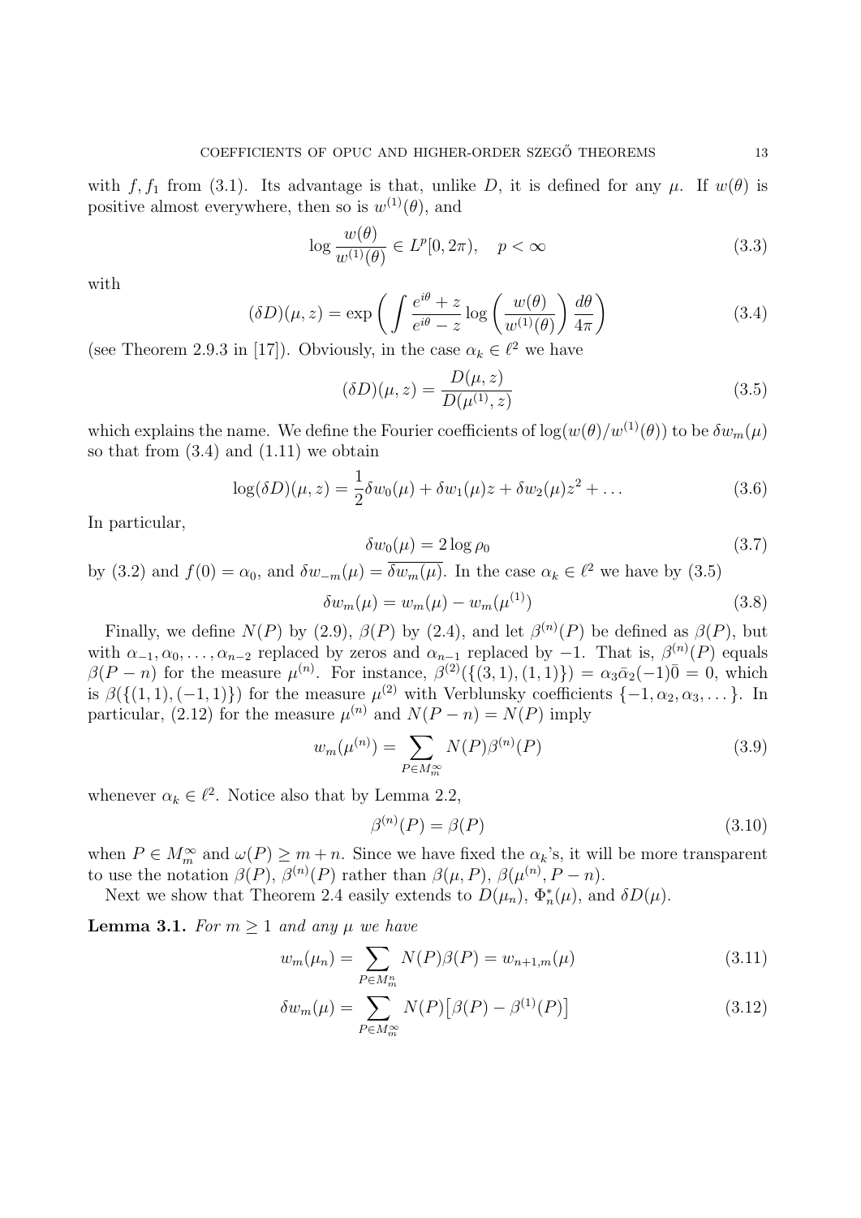with $f, f_1$ from (3.1). Its advantage is that, unlike $D$, it is defined for any $\mu$. If $w(\theta)$ is positive almost everywhere, then so is $w^{(1)}(\theta)$, and

$$\log \frac{w(\theta)}{w^{(1)}(\theta)} \in L^p[0, 2\pi), \quad p < \infty \tag{3.3}$$

with

$$(\delta D)(\mu, z) = \exp\left( \int \frac{e^{i\theta} + z}{e^{i\theta} - z} \log\left( \frac{w(\theta)}{w^{(1)}(\theta)} \right) \frac{d\theta}{4\pi} \right) \tag{3.4}$$

(see Theorem 2.9.3 in [17]). Obviously, in the case $\alpha_k \in \ell^2$ we have

$$(\delta D)(\mu, z) = \frac{D(\mu, z)}{D(\mu^{(1)}, z)} \tag{3.5}$$

which explains the name. We define the Fourier coefficients of $\log(w(\theta)/w^{(1)}(\theta))$ to be $\delta w_m(\mu)$ so that from (3.4) and (1.11) we obtain

$$\log(\delta D)(\mu, z) = \frac{1}{2}\delta w_0(\mu) + \delta w_1(\mu) z + \delta w_2(\mu) z^2 + \dots \tag{3.6}$$

In particular,

$$\delta w_0(\mu) = 2 \log \rho_0 \tag{3.7}$$

by (3.2) and $f(0) = \alpha_0$, and $\delta w_{-m}(\mu) = \overline{\delta w_m(\mu)}$. In the case $\alpha_k \in \ell^2$ we have by (3.5)

$$\delta w_m(\mu) = w_m(\mu) - w_m(\mu^{(1)}) \tag{3.8}$$

Finally, we define $N(P)$ by (2.9), $\beta(P)$ by (2.4), and let $\beta^{(n)}(P)$ be defined as $\beta(P)$, but with $\alpha_{-1}, \alpha_0, \dots, \alpha_{n-2}$ replaced by zeros and $\alpha_{n-1}$ replaced by $-1$. That is, $\beta^{(n)}(P)$ equals $\beta(P - n)$ for the measure $\mu^{(n)}$. For instance, $\beta^{(2)}(\{(3,1),(1,1)\}) = \alpha_3 \bar{\alpha}_2 (-1)\bar{0} = 0$, which is $\beta(\{(1,1),(-1,1)\})$ for the measure $\mu^{(2)}$ with Verblunsky coefficients $\{-1, \alpha_2, \alpha_3, \dots\}$. In particular, (2.12) for the measure $\mu^{(n)}$ and $N(P - n) = N(P)$ imply

$$w_m(\mu^{(n)}) = \sum_{P \in M_m^\infty} N(P) \beta^{(n)}(P) \tag{3.9}$$

whenever $\alpha_k \in \ell^2$. Notice also that by Lemma 2.2,

$$\beta^{(n)}(P) = \beta(P) \tag{3.10}$$

when $P \in M_m^\infty$ and $\omega(P) \geq m + n$. Since we have fixed the $\alpha_k$'s, it will be more transparent to use the notation $\beta(P)$, $\beta^{(n)}(P)$ rather than $\beta(\mu, P)$, $\beta(\mu^{(n)}, P - n)$.

Next we show that Theorem 2.4 easily extends to $D(\mu_n)$, $\Phi_n^*(\mu)$, and $\delta D(\mu)$.

**Lemma 3.1.** *For $m \geq 1$ and any $\mu$ we have*

$$w_m(\mu_n) = \sum_{P \in M_m^n} N(P) \beta(P) = w_{n+1,m}(\mu) \tag{3.11}$$

$$\delta w_m(\mu) = \sum_{P \in M_m^\infty} N(P) \big[ \beta(P) - \beta^{(1)}(P) \big] \tag{3.12}$$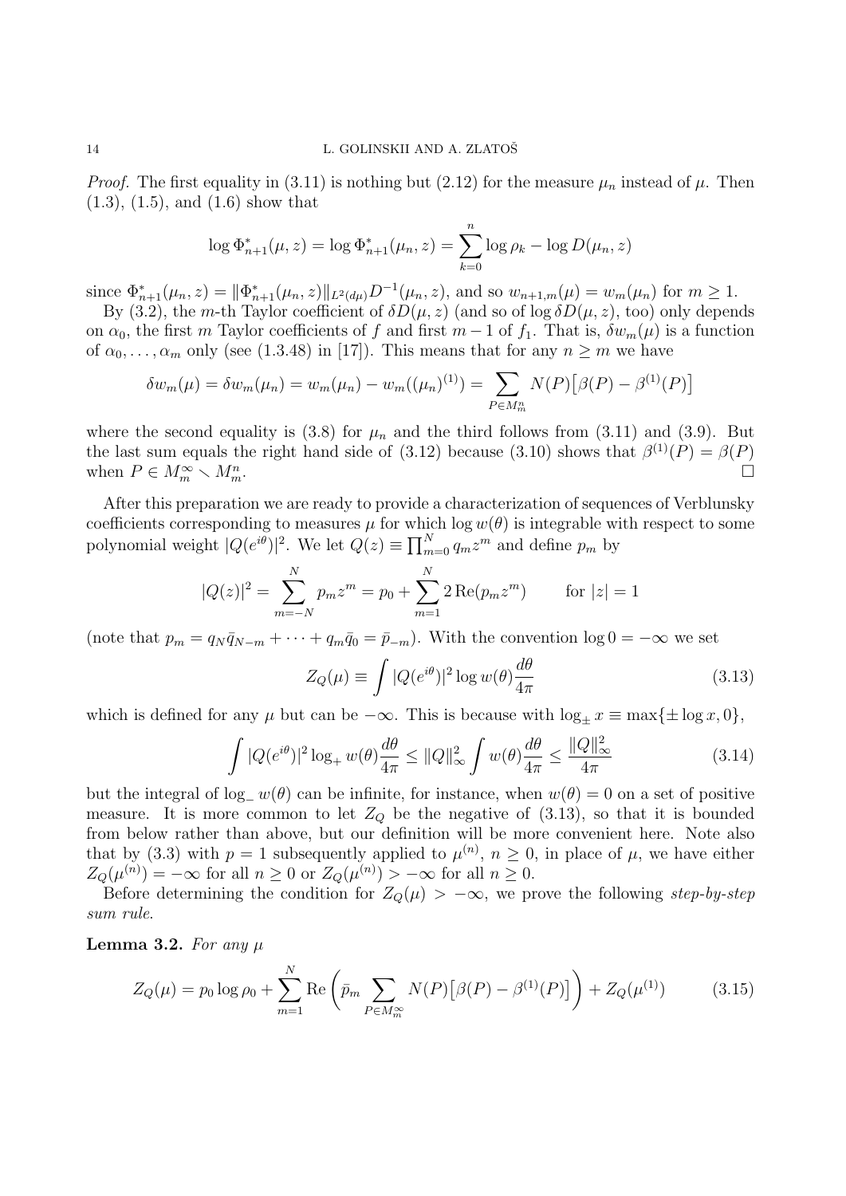*Proof.* The first equality in (3.11) is nothing but (2.12) for the measure $\mu_n$ instead of $\mu$. Then (1.3), (1.5), and (1.6) show that

$$\log \Phi^*_{n+1}(\mu, z) = \log \Phi^*_{n+1}(\mu_n, z) = \sum_{k=0}^{n} \log \rho_k - \log D(\mu_n, z)$$

since $\Phi^*_{n+1}(\mu_n, z) = \|\Phi^*_{n+1}(\mu_n, z)\|_{L^2(d\mu)} D^{-1}(\mu_n, z)$, and so $w_{n+1,m}(\mu) = w_m(\mu_n)$ for $m \geq 1$.

By (3.2), the $m$-th Taylor coefficient of $\delta D(\mu, z)$ (and so of $\log \delta D(\mu, z)$, too) only depends on $\alpha_0$, the first $m$ Taylor coefficients of $f$ and first $m-1$ of $f_1$. That is, $\delta w_m(\mu)$ is a function of $\alpha_0, \dots, \alpha_m$ only (see (1.3.48) in [17]). This means that for any $n \geq m$ we have

$$\delta w_m(\mu) = \delta w_m(\mu_n) = w_m(\mu_n) - w_m((\mu_n)^{(1)}) = \sum_{P \in M_m^n} N(P)\big[\beta(P) - \beta^{(1)}(P)\big]$$

where the second equality is (3.8) for $\mu_n$ and the third follows from (3.11) and (3.9). But the last sum equals the right hand side of (3.12) because (3.10) shows that $\beta^{(1)}(P) = \beta(P)$ when $P \in M_m^\infty \setminus M_m^n$. $\square$

After this preparation we are ready to provide a characterization of sequences of Verblunsky coefficients corresponding to measures $\mu$ for which $\log w(\theta)$ is integrable with respect to some polynomial weight $|Q(e^{i\theta})|^2$. We let $Q(z) \equiv \prod_{m=0}^{N} q_m z^m$ and define $p_m$ by

$$|Q(z)|^2 = \sum_{m=-N}^{N} p_m z^m = p_0 + \sum_{m=1}^{N} 2 \operatorname{Re}(p_m z^m) \qquad \text{for } |z| = 1$$

(note that $p_m = q_N \bar{q}_{N-m} + \dots + q_m \bar{q}_0 = \bar{p}_{-m}$). With the convention $\log 0 = -\infty$ we set

$$Z_Q(\mu) \equiv \int |Q(e^{i\theta})|^2 \log w(\theta) \frac{d\theta}{4\pi} \tag{3.13}$$

which is defined for any $\mu$ but can be $-\infty$. This is because with $\log_\pm x \equiv \max\{\pm \log x, 0\}$,

$$\int |Q(e^{i\theta})|^2 \log_+ w(\theta) \frac{d\theta}{4\pi} \leq \|Q\|_\infty^2 \int w(\theta) \frac{d\theta}{4\pi} \leq \frac{\|Q\|_\infty^2}{4\pi} \tag{3.14}$$

but the integral of $\log_- w(\theta)$ can be infinite, for instance, when $w(\theta) = 0$ on a set of positive measure. It is more common to let $Z_Q$ be the negative of (3.13), so that it is bounded from below rather than above, but our definition will be more convenient here. Note also that by (3.3) with $p = 1$ subsequently applied to $\mu^{(n)}$, $n \geq 0$, in place of $\mu$, we have either $Z_Q(\mu^{(n)}) = -\infty$ for all $n \geq 0$ or $Z_Q(\mu^{(n)}) > -\infty$ for all $n \geq 0$.

Before determining the condition for $Z_Q(\mu) > -\infty$, we prove the following *step-by-step sum rule*.

**Lemma 3.2.** *For any* $\mu$

$$Z_Q(\mu) = p_0 \log \rho_0 + \sum_{m=1}^{N} \operatorname{Re}\left(\bar{p}_m \sum_{P \in M_m^\infty} N(P)\big[\beta(P) - \beta^{(1)}(P)\big]\right) + Z_Q(\mu^{(1)}) \tag{3.15}$$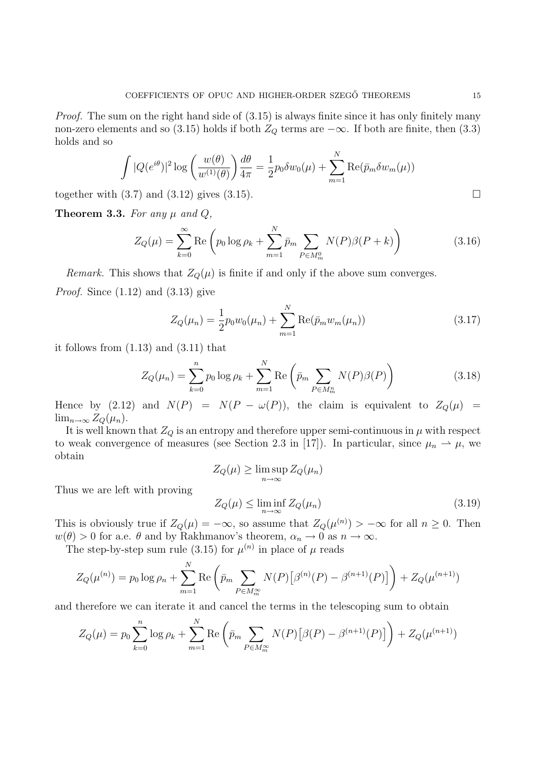*Proof.* The sum on the right hand side of (3.15) is always finite since it has only finitely many non-zero elements and so (3.15) holds if both $Z_Q$ terms are $-\infty$. If both are finite, then (3.3) holds and so

$$\int |Q(e^{i\theta})|^2 \log\left(\frac{w(\theta)}{w^{(1)}(\theta)}\right)\frac{d\theta}{4\pi} = \frac{1}{2}p_0\delta w_0(\mu) + \sum_{m=1}^{N} \mathrm{Re}(\bar{p}_m \delta w_m(\mu))$$

together with (3.7) and (3.12) gives (3.15). $\square$

**Theorem 3.3.** *For any $\mu$ and $Q$,*

$$Z_Q(\mu) = \sum_{k=0}^{\infty} \mathrm{Re}\left(p_0 \log \rho_k + \sum_{m=1}^{N} \bar{p}_m \sum_{P\in M_m^0} N(P)\beta(P+k)\right) \tag{3.16}$$

*Remark.* This shows that $Z_Q(\mu)$ is finite if and only if the above sum converges.

*Proof.* Since (1.12) and (3.13) give

$$Z_Q(\mu_n) = \frac{1}{2}p_0 w_0(\mu_n) + \sum_{m=1}^{N} \mathrm{Re}(\bar{p}_m w_m(\mu_n)) \tag{3.17}$$

it follows from (1.13) and (3.11) that

$$Z_Q(\mu_n) = \sum_{k=0}^{n} p_0 \log \rho_k + \sum_{m=1}^{N} \mathrm{Re}\left(\bar{p}_m \sum_{P\in M_m^n} N(P)\beta(P)\right) \tag{3.18}$$

Hence by (2.12) and $N(P) = N(P - \omega(P))$, the claim is equivalent to $Z_Q(\mu) = \lim_{n\to\infty} Z_Q(\mu_n)$.

It is well known that $Z_Q$ is an entropy and therefore upper semi-continuous in $\mu$ with respect to weak convergence of measures (see Section 2.3 in [17]). In particular, since $\mu_n \rightharpoonup \mu$, we obtain

$$Z_Q(\mu) \geq \limsup_{n\to\infty} Z_Q(\mu_n)$$

Thus we are left with proving

$$Z_Q(\mu) \leq \liminf_{n\to\infty} Z_Q(\mu_n) \tag{3.19}$$

This is obviously true if $Z_Q(\mu) = -\infty$, so assume that $Z_Q(\mu^{(n)}) > -\infty$ for all $n \geq 0$. Then $w(\theta) > 0$ for a.e. $\theta$ and by Rakhmanov's theorem, $\alpha_n \to 0$ as $n \to \infty$.

The step-by-step sum rule (3.15) for $\mu^{(n)}$ in place of $\mu$ reads

$$Z_Q(\mu^{(n)}) = p_0 \log \rho_n + \sum_{m=1}^{N} \mathrm{Re}\left(\bar{p}_m \sum_{P\in M_m^\infty} N(P)\left[\beta^{(n)}(P) - \beta^{(n+1)}(P)\right]\right) + Z_Q(\mu^{(n+1)})$$

and therefore we can iterate it and cancel the terms in the telescoping sum to obtain

$$Z_Q(\mu) = p_0 \sum_{k=0}^{n} \log \rho_k + \sum_{m=1}^{N} \mathrm{Re}\left(\bar{p}_m \sum_{P\in M_m^\infty} N(P)\left[\beta(P) - \beta^{(n+1)}(P)\right]\right) + Z_Q(\mu^{(n+1)})$$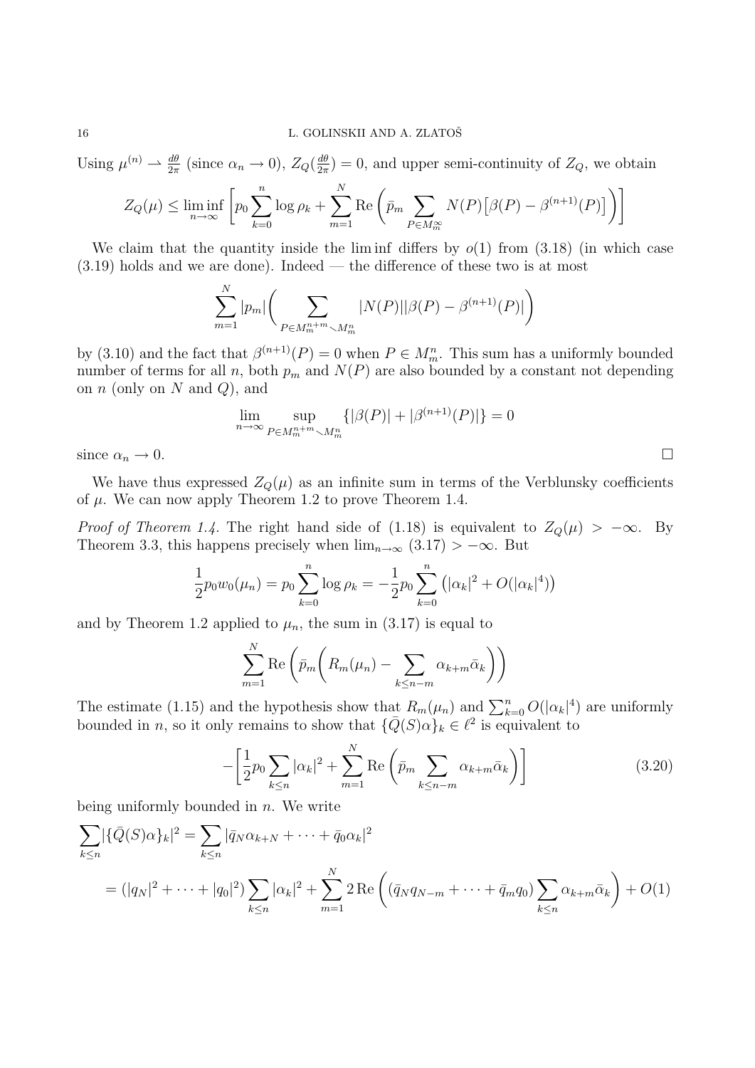Using $\mu^{(n)} \rightharpoonup \frac{d\theta}{2\pi}$ (since $\alpha_n \to 0$), $Z_Q(\frac{d\theta}{2\pi}) = 0$, and upper semi-continuity of $Z_Q$, we obtain

$$Z_Q(\mu) \le \liminf_{n\to\infty} \left[ p_0 \sum_{k=0}^{n} \log \rho_k + \sum_{m=1}^{N} \operatorname{Re}\left( \bar{p}_m \sum_{P\in M_m^\infty} N(P)\big[\beta(P) - \beta^{(n+1)}(P)\big] \right) \right]$$

We claim that the quantity inside the lim inf differs by $o(1)$ from (3.18) (in which case (3.19) holds and we are done). Indeed — the difference of these two is at most

$$\sum_{m=1}^{N} |p_m| \left( \sum_{P\in M_m^{n+m}\smallsetminus M_m^n} |N(P)||\beta(P) - \beta^{(n+1)}(P)| \right)$$

by (3.10) and the fact that $\beta^{(n+1)}(P) = 0$ when $P \in M_m^n$. This sum has a uniformly bounded number of terms for all $n$, both $p_m$ and $N(P)$ are also bounded by a constant not depending on $n$ (only on $N$ and $Q$), and

$$\lim_{n\to\infty} \sup_{P\in M_m^{n+m}\smallsetminus M_m^n} \{|\beta(P)| + |\beta^{(n+1)}(P)|\} = 0$$

since $\alpha_n \to 0$. □

We have thus expressed $Z_Q(\mu)$ as an infinite sum in terms of the Verblunsky coefficients of $\mu$. We can now apply Theorem 1.2 to prove Theorem 1.4.

*Proof of Theorem 1.4.* The right hand side of (1.18) is equivalent to $Z_Q(\mu) > -\infty$. By Theorem 3.3, this happens precisely when $\lim_{n\to\infty}$ (3.17) $> -\infty$. But

$$\frac{1}{2} p_0 w_0(\mu_n) = p_0 \sum_{k=0}^{n} \log \rho_k = -\frac{1}{2} p_0 \sum_{k=0}^{n} \big( |\alpha_k|^2 + O(|\alpha_k|^4) \big)$$

and by Theorem 1.2 applied to $\mu_n$, the sum in (3.17) is equal to

$$\sum_{m=1}^{N} \operatorname{Re}\left( \bar{p}_m \left( R_m(\mu_n) - \sum_{k\le n-m} \alpha_{k+m}\bar{\alpha}_k \right) \right)$$

The estimate (1.15) and the hypothesis show that $R_m(\mu_n)$ and $\sum_{k=0}^{n} O(|\alpha_k|^4)$ are uniformly bounded in $n$, so it only remains to show that $\{\bar{Q}(S)\alpha\}_k \in \ell^2$ is equivalent to

$$-\left[ \frac{1}{2} p_0 \sum_{k\le n} |\alpha_k|^2 + \sum_{m=1}^{N} \operatorname{Re}\left( \bar{p}_m \sum_{k\le n-m} \alpha_{k+m}\bar{\alpha}_k \right) \right] \tag{3.20}$$

being uniformly bounded in $n$. We write

$$\begin{aligned}
\sum_{k\le n} |\{\bar{Q}(S)\alpha\}_k|^2 &= \sum_{k\le n} |\bar{q}_N \alpha_{k+N} + \cdots + \bar{q}_0 \alpha_k|^2 \\
&= (|q_N|^2 + \cdots + |q_0|^2) \sum_{k\le n} |\alpha_k|^2 + \sum_{m=1}^{N} 2\operatorname{Re}\left( (\bar{q}_N q_{N-m} + \cdots + \bar{q}_m q_0) \sum_{k\le n} \alpha_{k+m}\bar{\alpha}_k \right) + O(1)
\end{aligned}$$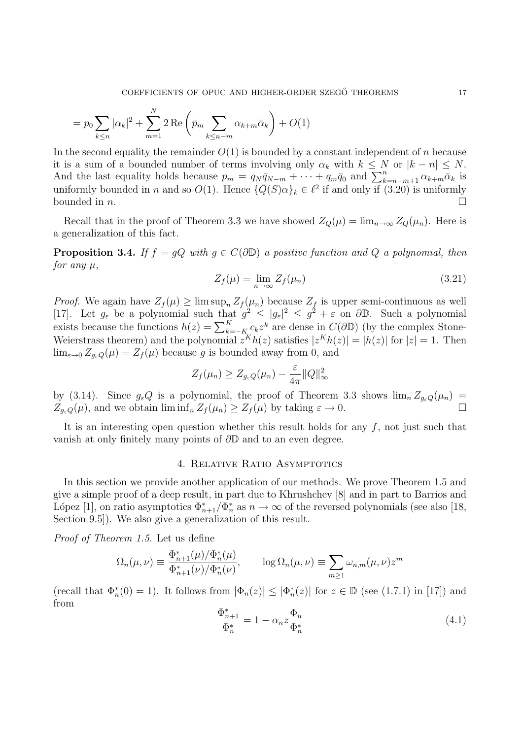$$= p_0 \sum_{k\le n} |\alpha_k|^2 + \sum_{m=1}^{N} 2\,\mathrm{Re}\left(\bar{p}_m \sum_{k\le n-m} \alpha_{k+m}\bar{\alpha}_k\right) + O(1)$$

In the second equality the remainder $O(1)$ is bounded by a constant independent of $n$ because it is a sum of a bounded number of terms involving only $\alpha_k$ with $k \le N$ or $|k-n| \le N$. And the last equality holds because $p_m = q_N\bar{q}_{N-m} + \cdots + q_m\bar{q}_0$ and $\sum_{k=n-m+1}^{n} \alpha_{k+m}\bar{\alpha}_k$ is uniformly bounded in $n$ and so $O(1)$. Hence $\{\widetilde{Q}(S)\alpha\}_k \in \ell^2$ if and only if (3.20) is uniformly bounded in $n$. $\square$

Recall that in the proof of Theorem 3.3 we have showed $Z_Q(\mu) = \lim_{n\to\infty} Z_Q(\mu_n)$. Here is a generalization of this fact.

**Proposition 3.4.** *If $f = gQ$ with $g \in C(\partial\mathbb{D})$ a positive function and $Q$ a polynomial, then for any $\mu$,*

$$Z_f(\mu) = \lim_{n\to\infty} Z_f(\mu_n) \tag{3.21}$$

*Proof.* We again have $Z_f(\mu) \ge \limsup_n Z_f(\mu_n)$ because $Z_f$ is upper semi-continuous as well [17]. Let $g_\varepsilon$ be a polynomial such that $g^2 \le |g_\varepsilon|^2 \le g^2 + \varepsilon$ on $\partial\mathbb{D}$. Such a polynomial exists because the functions $h(z) = \sum_{k=-K}^{K} c_k z^k$ are dense in $C(\partial\mathbb{D})$ (by the complex Stone-Weierstrass theorem) and the polynomial $z^K h(z)$ satisfies $|z^K h(z)| = |h(z)|$ for $|z| = 1$. Then $\lim_{\varepsilon\to 0} Z_{g_\varepsilon Q}(\mu) = Z_f(\mu)$ because $g$ is bounded away from 0, and

$$Z_f(\mu_n) \ge Z_{g_\varepsilon Q}(\mu_n) - \frac{\varepsilon}{4\pi}\|Q\|_\infty^2$$

by (3.14). Since $g_\varepsilon Q$ is a polynomial, the proof of Theorem 3.3 shows $\lim_n Z_{g_\varepsilon Q}(\mu_n) = Z_{g_\varepsilon Q}(\mu)$, and we obtain $\liminf_n Z_f(\mu_n) \ge Z_f(\mu)$ by taking $\varepsilon \to 0$. $\square$

It is an interesting open question whether this result holds for any $f$, not just such that vanish at only finitely many points of $\partial\mathbb{D}$ and to an even degree.

## 4. Relative Ratio Asymptotics

In this section we provide another application of our methods. We prove Theorem 1.5 and give a simple proof of a deep result, in part due to Khrushchev [8] and in part to Barrios and López [1], on ratio asymptotics $\Phi_{n+1}^*/\Phi_n^*$ as $n \to \infty$ of the reversed polynomials (see also [18, Section 9.5]). We also give a generalization of this result.

*Proof of Theorem 1.5.* Let us define

$$\Omega_n(\mu,\nu) \equiv \frac{\Phi_{n+1}^*(\mu)/\Phi_n^*(\mu)}{\Phi_{n+1}^*(\nu)/\Phi_n^*(\nu)}, \qquad \log\Omega_n(\mu,\nu) \equiv \sum_{m\ge 1} \omega_{n,m}(\mu,\nu) z^m$$

(recall that $\Phi_n^*(0) = 1$). It follows from $|\Phi_n(z)| \le |\Phi_n^*(z)|$ for $z \in \mathbb{D}$ (see (1.7.1) in [17]) and from

$$\frac{\Phi_{n+1}^*}{\Phi_n^*} = 1 - \alpha_n z \frac{\Phi_n}{\Phi_n^*} \tag{4.1}$$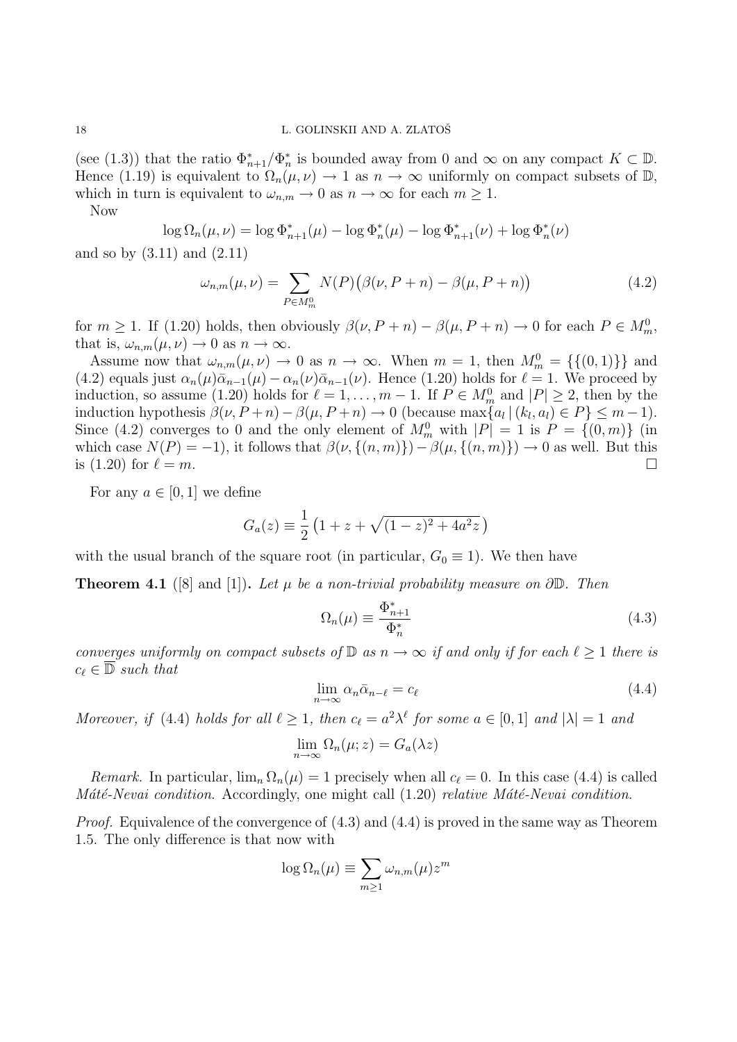(see (1.3)) that the ratio $\Phi_{n+1}^*/\Phi_n^*$ is bounded away from 0 and $\infty$ on any compact $K \subset \mathbb{D}$. Hence (1.19) is equivalent to $\Omega_n(\mu, \nu) \to 1$ as $n \to \infty$ uniformly on compact subsets of $\mathbb{D}$, which in turn is equivalent to $\omega_{n,m} \to 0$ as $n \to \infty$ for each $m \geq 1$.

Now

$$\log \Omega_n(\mu, \nu) = \log \Phi_{n+1}^*(\mu) - \log \Phi_n^*(\mu) - \log \Phi_{n+1}^*(\nu) + \log \Phi_n^*(\nu)$$

and so by (3.11) and (2.11)

$$\omega_{n,m}(\mu, \nu) = \sum_{P \in M_m^0} N(P)\big(\beta(\nu, P+n) - \beta(\mu, P+n)\big) \tag{4.2}$$

for $m \geq 1$. If (1.20) holds, then obviously $\beta(\nu, P+n) - \beta(\mu, P+n) \to 0$ for each $P \in M_m^0$, that is, $\omega_{n,m}(\mu, \nu) \to 0$ as $n \to \infty$.

Assume now that $\omega_{n,m}(\mu, \nu) \to 0$ as $n \to \infty$. When $m = 1$, then $M_m^0 = \{\{(0,1)\}\}$ and (4.2) equals just $\alpha_n(\mu)\bar{\alpha}_{n-1}(\mu) - \alpha_n(\nu)\bar{\alpha}_{n-1}(\nu)$. Hence (1.20) holds for $\ell = 1$. We proceed by induction, so assume (1.20) holds for $\ell = 1, \dots, m-1$. If $P \in M_m^0$ and $|P| \geq 2$, then by the induction hypothesis $\beta(\nu, P+n) - \beta(\mu, P+n) \to 0$ (because $\max\{a_l \,|\, (k_l, a_l) \in P\} \leq m-1$). Since (4.2) converges to 0 and the only element of $M_m^0$ with $|P| = 1$ is $P = \{(0, m)\}$ (in which case $N(P) = -1$), it follows that $\beta(\nu, \{(n,m)\}) - \beta(\mu, \{(n,m)\}) \to 0$ as well. But this is (1.20) for $\ell = m$. $\square$

For any $a \in [0,1]$ we define

$$G_a(z) \equiv \frac{1}{2}\left(1 + z + \sqrt{(1-z)^2 + 4a^2 z}\right)$$

with the usual branch of the square root (in particular, $G_0 \equiv 1$). We then have

**Theorem 4.1** ([8] and [1])**.** *Let $\mu$ be a non-trivial probability measure on $\partial\mathbb{D}$. Then*

$$\Omega_n(\mu) \equiv \frac{\Phi_{n+1}^*}{\Phi_n^*} \tag{4.3}$$

*converges uniformly on compact subsets of $\mathbb{D}$ as $n \to \infty$ if and only if for each $\ell \geq 1$ there is $c_\ell \in \overline{\mathbb{D}}$ such that*

$$\lim_{n\to\infty} \alpha_n \bar{\alpha}_{n-\ell} = c_\ell \tag{4.4}$$

*Moreover, if* (4.4) *holds for all $\ell \geq 1$, then $c_\ell = a^2\lambda^\ell$ for some $a \in [0,1]$ and $|\lambda| = 1$ and*

$$\lim_{n\to\infty} \Omega_n(\mu; z) = G_a(\lambda z)$$

*Remark.* In particular, $\lim_n \Omega_n(\mu) = 1$ precisely when all $c_\ell = 0$. In this case (4.4) is called *Máté-Nevai condition*. Accordingly, one might call (1.20) *relative Máté-Nevai condition*.

*Proof.* Equivalence of the convergence of (4.3) and (4.4) is proved in the same way as Theorem 1.5. The only difference is that now with

$$\log \Omega_n(\mu) \equiv \sum_{m \geq 1} \omega_{n,m}(\mu) z^m$$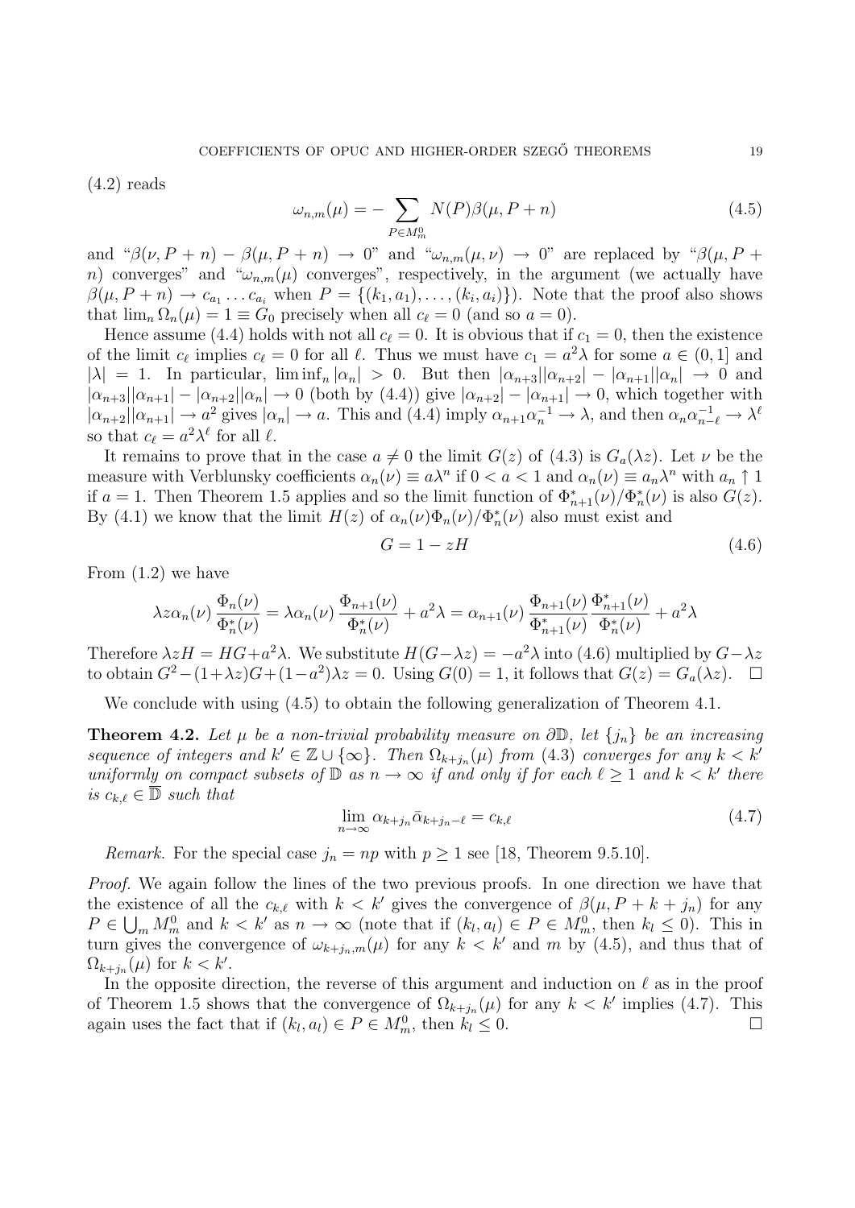(4.2) reads

$$\omega_{n,m}(\mu) = -\sum_{P \in M_m^0} N(P)\beta(\mu, P+n) \tag{4.5}$$

and "$\beta(\nu, P+n) - \beta(\mu, P+n) \to 0$" and "$\omega_{n,m}(\mu,\nu) \to 0$" are replaced by "$\beta(\mu, P+n)$ converges" and "$\omega_{n,m}(\mu)$ converges", respectively, in the argument (we actually have $\beta(\mu, P+n) \to c_{a_1} \dots c_{a_i}$ when $P = \{(k_1, a_1), \dots, (k_i, a_i)\}$). Note that the proof also shows that $\lim_n \Omega_n(\mu) = 1 \equiv G_0$ precisely when all $c_\ell = 0$ (and so $a = 0$).

Hence assume (4.4) holds with not all $c_\ell = 0$. It is obvious that if $c_1 = 0$, then the existence of the limit $c_\ell$ implies $c_\ell = 0$ for all $\ell$. Thus we must have $c_1 = a^2\lambda$ for some $a \in (0,1]$ and $|\lambda| = 1$. In particular, $\liminf_n |\alpha_n| > 0$. But then $|\alpha_{n+3}||\alpha_{n+2}| - |\alpha_{n+1}||\alpha_n| \to 0$ and $|\alpha_{n+3}||\alpha_{n+1}| - |\alpha_{n+2}||\alpha_n| \to 0$ (both by (4.4)) give $|\alpha_{n+2}| - |\alpha_{n+1}| \to 0$, which together with $|\alpha_{n+2}||\alpha_{n+1}| \to a^2$ gives $|\alpha_n| \to a$. This and (4.4) imply $\alpha_{n+1}\alpha_n^{-1} \to \lambda$, and then $\alpha_n\alpha_{n-\ell}^{-1} \to \lambda^\ell$ so that $c_\ell = a^2\lambda^\ell$ for all $\ell$.

It remains to prove that in the case $a \neq 0$ the limit $G(z)$ of (4.3) is $G_a(\lambda z)$. Let $\nu$ be the measure with Verblunsky coefficients $\alpha_n(\nu) \equiv a\lambda^n$ if $0 < a < 1$ and $\alpha_n(\nu) \equiv a_n\lambda^n$ with $a_n \uparrow 1$ if $a = 1$. Then Theorem 1.5 applies and so the limit function of $\Phi_{n+1}^*(\nu)/\Phi_n^*(\nu)$ is also $G(z)$. By (4.1) we know that the limit $H(z)$ of $\alpha_n(\nu)\Phi_n(\nu)/\Phi_n^*(\nu)$ also must exist and

$$G = 1 - zH \tag{4.6}$$

From (1.2) we have

$$\lambda z\alpha_n(\nu)\frac{\Phi_n(\nu)}{\Phi_n^*(\nu)} = \lambda\alpha_n(\nu)\frac{\Phi_{n+1}(\nu)}{\Phi_n^*(\nu)} + a^2\lambda = \alpha_{n+1}(\nu)\frac{\Phi_{n+1}(\nu)}{\Phi_{n+1}^*(\nu)}\frac{\Phi_{n+1}^*(\nu)}{\Phi_n^*(\nu)} + a^2\lambda$$

Therefore $\lambda zH = HG + a^2\lambda$. We substitute $H(G - \lambda z) = -a^2\lambda$ into (4.6) multiplied by $G - \lambda z$ to obtain $G^2 - (1+\lambda z)G + (1-a^2)\lambda z = 0$. Using $G(0) = 1$, it follows that $G(z) = G_a(\lambda z)$. $\square$

We conclude with using (4.5) to obtain the following generalization of Theorem 4.1.

**Theorem 4.2.** *Let $\mu$ be a non-trivial probability measure on $\partial\mathbb{D}$, let $\{j_n\}$ be an increasing sequence of integers and $k' \in \mathbb{Z} \cup \{\infty\}$. Then $\Omega_{k+j_n}(\mu)$ from (4.3) converges for any $k < k'$ uniformly on compact subsets of $\mathbb{D}$ as $n \to \infty$ if and only if for each $\ell \geq 1$ and $k < k'$ there is $c_{k,\ell} \in \overline{\mathbb{D}}$ such that*

$$\lim_{n\to\infty} \alpha_{k+j_n}\bar{\alpha}_{k+j_n-\ell} = c_{k,\ell} \tag{4.7}$$

*Remark.* For the special case $j_n = np$ with $p \geq 1$ see [18, Theorem 9.5.10].

*Proof.* We again follow the lines of the two previous proofs. In one direction we have that the existence of all the $c_{k,\ell}$ with $k < k'$ gives the convergence of $\beta(\mu, P + k + j_n)$ for any $P \in \bigcup_m M_m^0$ and $k < k'$ as $n \to \infty$ (note that if $(k_l, a_l) \in P \in M_m^0$, then $k_l \leq 0$). This in turn gives the convergence of $\omega_{k+j_n,m}(\mu)$ for any $k < k'$ and $m$ by (4.5), and thus that of $\Omega_{k+j_n}(\mu)$ for $k < k'$.

In the opposite direction, the reverse of this argument and induction on $\ell$ as in the proof of Theorem 1.5 shows that the convergence of $\Omega_{k+j_n}(\mu)$ for any $k < k'$ implies (4.7). This again uses the fact that if $(k_l, a_l) \in P \in M_m^0$, then $k_l \leq 0$. $\square$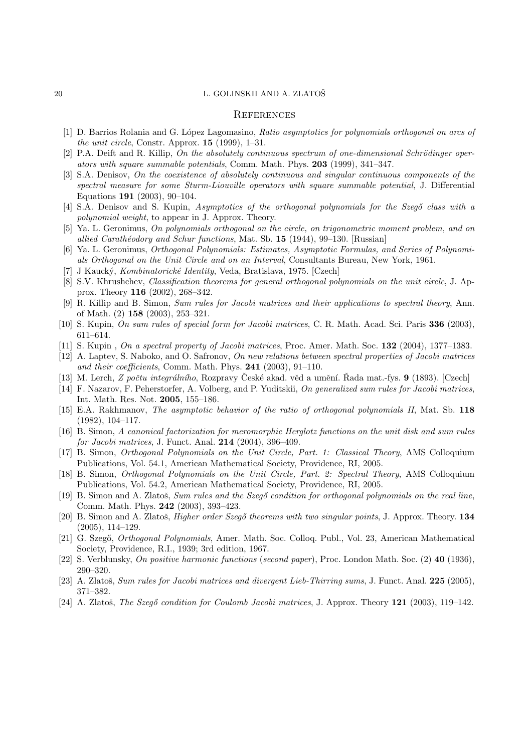## References

[1] D. Barrios Rolania and G. López Lagomasino, *Ratio asymptotics for polynomials orthogonal on arcs of the unit circle*, Constr. Approx. **15** (1999), 1–31.

[2] P.A. Deift and R. Killip, *On the absolutely continuous spectrum of one-dimensional Schrödinger operators with square summable potentials*, Comm. Math. Phys. **203** (1999), 341–347.

[3] S.A. Denisov, *On the coexistence of absolutely continuous and singular continuous components of the spectral measure for some Sturm-Liouville operators with square summable potential*, J. Differential Equations **191** (2003), 90–104.

[4] S.A. Denisov and S. Kupin, *Asymptotics of the orthogonal polynomials for the Szegő class with a polynomial weight*, to appear in J. Approx. Theory.

[5] Ya. L. Geronimus, *On polynomials orthogonal on the circle, on trigonometric moment problem, and on allied Carathéodory and Schur functions*, Mat. Sb. **15** (1944), 99–130. [Russian]

[6] Ya. L. Geronimus, *Orthogonal Polynomials: Estimates, Asymptotic Formulas, and Series of Polynomials Orthogonal on the Unit Circle and on an Interval*, Consultants Bureau, New York, 1961.

[7] J Kaucký, *Kombinatorické Identity*, Veda, Bratislava, 1975. [Czech]

[8] S.V. Khrushchev, *Classification theorems for general orthogonal polynomials on the unit circle*, J. Approx. Theory **116** (2002), 268–342.

[9] R. Killip and B. Simon, *Sum rules for Jacobi matrices and their applications to spectral theory*, Ann. of Math. (2) **158** (2003), 253–321.

[10] S. Kupin, *On sum rules of special form for Jacobi matrices*, C. R. Math. Acad. Sci. Paris **336** (2003), 611–614.

[11] S. Kupin , *On a spectral property of Jacobi matrices*, Proc. Amer. Math. Soc. **132** (2004), 1377–1383.

[12] A. Laptev, S. Naboko, and O. Safronov, *On new relations between spectral properties of Jacobi matrices and their coefficients*, Comm. Math. Phys. **241** (2003), 91–110.

[13] M. Lerch, *Z počtu integrálního*, Rozpravy České akad. věd a umění. Řada mat.-fys. **9** (1893). [Czech]

[14] F. Nazarov, F. Peherstorfer, A. Volberg, and P. Yuditskii, *On generalized sum rules for Jacobi matrices*, Int. Math. Res. Not. **2005**, 155–186.

[15] E.A. Rakhmanov, *The asymptotic behavior of the ratio of orthogonal polynomials II*, Mat. Sb. **118** (1982), 104–117.

[16] B. Simon, *A canonical factorization for meromorphic Herglotz functions on the unit disk and sum rules for Jacobi matrices*, J. Funct. Anal. **214** (2004), 396–409.

[17] B. Simon, *Orthogonal Polynomials on the Unit Circle, Part. 1: Classical Theory*, AMS Colloquium Publications, Vol. 54.1, American Mathematical Society, Providence, RI, 2005.

[18] B. Simon, *Orthogonal Polynomials on the Unit Circle, Part. 2: Spectral Theory*, AMS Colloquium Publications, Vol. 54.2, American Mathematical Society, Providence, RI, 2005.

[19] B. Simon and A. Zlatoš, *Sum rules and the Szegő condition for orthogonal polynomials on the real line*, Comm. Math. Phys. **242** (2003), 393–423.

[20] B. Simon and A. Zlatoš, *Higher order Szegő theorems with two singular points*, J. Approx. Theory. **134** (2005), 114–129.

[21] G. Szegő, *Orthogonal Polynomials*, Amer. Math. Soc. Colloq. Publ., Vol. 23, American Mathematical Society, Providence, R.I., 1939; 3rd edition, 1967.

[22] S. Verblunsky, *On positive harmonic functions* (*second paper*), Proc. London Math. Soc. (2) **40** (1936), 290–320.

[23] A. Zlatoš, *Sum rules for Jacobi matrices and divergent Lieb-Thirring sums*, J. Funct. Anal. **225** (2005), 371–382.

[24] A. Zlatoš, *The Szegő condition for Coulomb Jacobi matrices*, J. Approx. Theory **121** (2003), 119–142.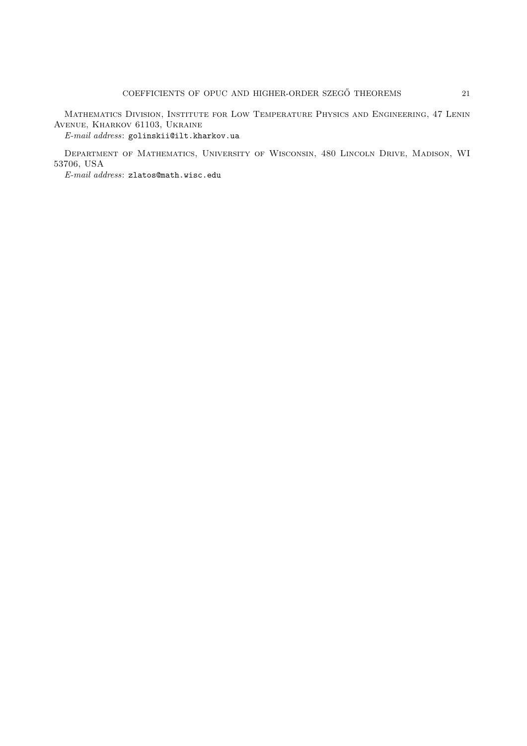Mathematics Division, Institute for Low Temperature Physics and Engineering, 47 Lenin Avenue, Kharkov 61103, Ukraine

*E-mail address*: golinskii@ilt.kharkov.ua

Department of Mathematics, University of Wisconsin, 480 Lincoln Drive, Madison, WI 53706, USA

*E-mail address*: zlatos@math.wisc.edu